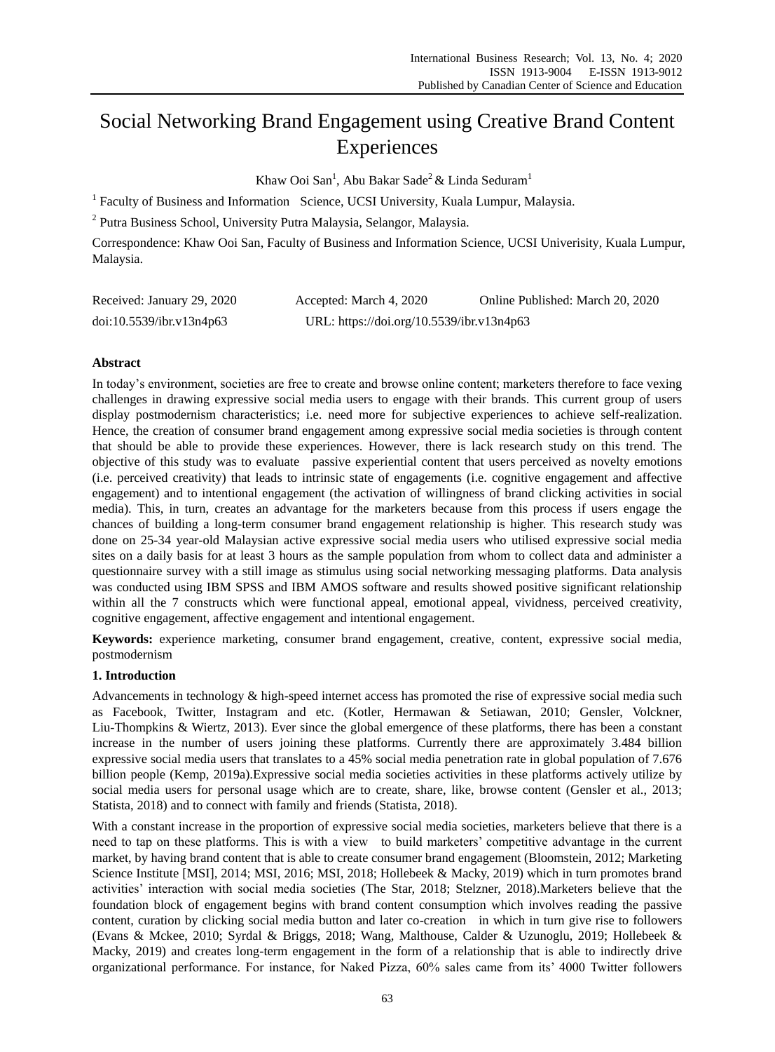# Social Networking Brand Engagement using Creative Brand Content Experiences

Khaw Ooi San[1], Abu Bakar Sade[2] & Linda Seduram[1]

[1] Faculty of Business and Information Science, UCSI University, Kuala Lumpur, Malaysia.

[2] Putra Business School, University Putra Malaysia, Selangor, Malaysia.

Correspondence: Khaw Ooi San, Faculty of Business and Information Science, UCSI Univerisity, Kuala Lumpur, Malaysia.

Received: January 29, 2020 Accepted: March 4, 2020 Online Published: March 20, 2020

doi:10.5539/ibr.v13n4p63 URL: https://doi.org/10.5539/ibr.v13n4p63

## Abstract

In today's environment, societies are free to create and browse online content; marketers therefore to face vexing challenges in drawing expressive social media users to engage with their brands. This current group of users display postmodernism characteristics; i.e. need more for subjective experiences to achieve self-realization. Hence, the creation of consumer brand engagement among expressive social media societies is through content that should be able to provide these experiences. However, there is lack research study on this trend. The objective of this study was to evaluate passive experiential content that users perceived as novelty emotions (i.e. perceived creativity) that leads to intrinsic state of engagements (i.e. cognitive engagement and affective engagement) and to intentional engagement (the activation of willingness of brand clicking activities in social media). This, in turn, creates an advantage for the marketers because from this process if users engage the chances of building a long-term consumer brand engagement relationship is higher. This research study was done on 25-34 year-old Malaysian active expressive social media users who utilised expressive social media sites on a daily basis for at least 3 hours as the sample population from whom to collect data and administer a questionnaire survey with a still image as stimulus using social networking messaging platforms. Data analysis was conducted using IBM SPSS and IBM AMOS software and results showed positive significant relationship within all the 7 constructs which were functional appeal, emotional appeal, vividness, perceived creativity, cognitive engagement, affective engagement and intentional engagement.

**Keywords:** experience marketing, consumer brand engagement, creative, content, expressive social media, postmodernism

## 1. Introduction

Advancements in technology & high-speed internet access has promoted the rise of expressive social media such as Facebook, Twitter, Instagram and etc. (Kotler, Hermawan & Setiawan, 2010; Gensler, Volckner, Liu-Thompkins & Wiertz, 2013). Ever since the global emergence of these platforms, there has been a constant increase in the number of users joining these platforms. Currently there are approximately 3.484 billion expressive social media users that translates to a 45% social media penetration rate in global population of 7.676 billion people (Kemp, 2019a).Expressive social media societies activities in these platforms actively utilize by social media users for personal usage which are to create, share, like, browse content (Gensler et al., 2013; Statista, 2018) and to connect with family and friends (Statista, 2018).

With a constant increase in the proportion of expressive social media societies, marketers believe that there is a need to tap on these platforms. This is with a view to build marketers' competitive advantage in the current market, by having brand content that is able to create consumer brand engagement (Bloomstein, 2012; Marketing Science Institute [MSI], 2014; MSI, 2016; MSI, 2018; Hollebeek & Macky, 2019) which in turn promotes brand activities' interaction with social media societies (The Star, 2018; Stelzner, 2018).Marketers believe that the foundation block of engagement begins with brand content consumption which involves reading the passive content, curation by clicking social media button and later co-creation in which in turn give rise to followers (Evans & Mckee, 2010; Syrdal & Briggs, 2018; Wang, Malthouse, Calder & Uzunoglu, 2019; Hollebeek & Macky, 2019) and creates long-term engagement in the form of a relationship that is able to indirectly drive organizational performance. For instance, for Naked Pizza, 60% sales came from its' 4000 Twitter followers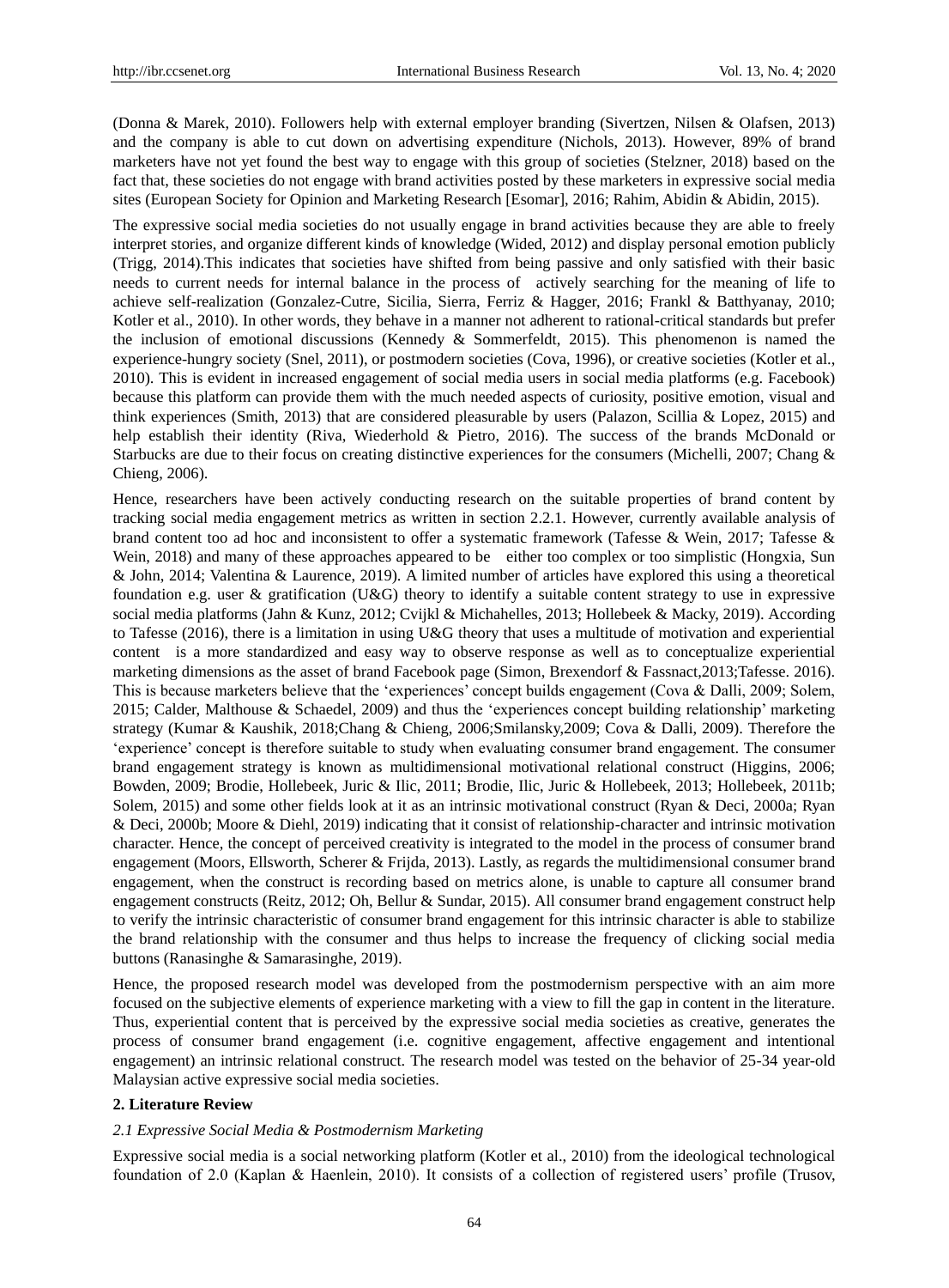(Donna & Marek, 2010). Followers help with external employer branding (Sivertzen, Nilsen & Olafsen, 2013) and the company is able to cut down on advertising expenditure (Nichols, 2013). However, 89% of brand marketers have not yet found the best way to engage with this group of societies (Stelzner, 2018) based on the fact that, these societies do not engage with brand activities posted by these marketers in expressive social media sites (European Society for Opinion and Marketing Research [Esomar], 2016; Rahim, Abidin & Abidin, 2015).

The expressive social media societies do not usually engage in brand activities because they are able to freely interpret stories, and organize different kinds of knowledge (Wided, 2012) and display personal emotion publicly (Trigg, 2014).This indicates that societies have shifted from being passive and only satisfied with their basic needs to current needs for internal balance in the process of actively searching for the meaning of life to achieve self-realization (Gonzalez-Cutre, Sicilia, Sierra, Ferriz & Hagger, 2016; Frankl & Batthyanay, 2010; Kotler et al., 2010). In other words, they behave in a manner not adherent to rational-critical standards but prefer the inclusion of emotional discussions (Kennedy & Sommerfeldt, 2015). This phenomenon is named the experience-hungry society (Snel, 2011), or postmodern societies (Cova, 1996), or creative societies (Kotler et al., 2010). This is evident in increased engagement of social media users in social media platforms (e.g. Facebook) because this platform can provide them with the much needed aspects of curiosity, positive emotion, visual and think experiences (Smith, 2013) that are considered pleasurable by users (Palazon, Scillia & Lopez, 2015) and help establish their identity (Riva, Wiederhold & Pietro, 2016). The success of the brands McDonald or Starbucks are due to their focus on creating distinctive experiences for the consumers (Michelli, 2007; Chang & Chieng, 2006).

Hence, researchers have been actively conducting research on the suitable properties of brand content by tracking social media engagement metrics as written in section 2.2.1. However, currently available analysis of brand content too ad hoc and inconsistent to offer a systematic framework (Tafesse & Wein, 2017; Tafesse & Wein, 2018) and many of these approaches appeared to be either too complex or too simplistic (Hongxia, Sun & John, 2014; Valentina & Laurence, 2019). A limited number of articles have explored this using a theoretical foundation e.g. user & gratification (U&G) theory to identify a suitable content strategy to use in expressive social media platforms (Jahn & Kunz, 2012; Cvijkl & Michahelles, 2013; Hollebeek & Macky, 2019). According to Tafesse (2016), there is a limitation in using U&G theory that uses a multitude of motivation and experiential content is a more standardized and easy way to observe response as well as to conceptualize experiential marketing dimensions as the asset of brand Facebook page (Simon, Brexendorf & Fassnact,2013;Tafesse. 2016). This is because marketers believe that the 'experiences' concept builds engagement (Cova & Dalli, 2009; Solem, 2015; Calder, Malthouse & Schaedel, 2009) and thus the 'experiences concept building relationship' marketing strategy (Kumar & Kaushik, 2018;Chang & Chieng, 2006;Smilansky,2009; Cova & Dalli, 2009). Therefore the 'experience' concept is therefore suitable to study when evaluating consumer brand engagement. The consumer brand engagement strategy is known as multidimensional motivational relational construct (Higgins, 2006; Bowden, 2009; Brodie, Hollebeek, Juric & Ilic, 2011; Brodie, Ilic, Juric & Hollebeek, 2013; Hollebeek, 2011b; Solem, 2015) and some other fields look at it as an intrinsic motivational construct (Ryan & Deci, 2000a; Ryan & Deci, 2000b; Moore & Diehl, 2019) indicating that it consist of relationship-character and intrinsic motivation character. Hence, the concept of perceived creativity is integrated to the model in the process of consumer brand engagement (Moors, Ellsworth, Scherer & Frijda, 2013). Lastly, as regards the multidimensional consumer brand engagement, when the construct is recording based on metrics alone, is unable to capture all consumer brand engagement constructs (Reitz, 2012; Oh, Bellur & Sundar, 2015). All consumer brand engagement construct help to verify the intrinsic characteristic of consumer brand engagement for this intrinsic character is able to stabilize the brand relationship with the consumer and thus helps to increase the frequency of clicking social media buttons (Ranasinghe & Samarasinghe, 2019).

Hence, the proposed research model was developed from the postmodernism perspective with an aim more focused on the subjective elements of experience marketing with a view to fill the gap in content in the literature. Thus, experiential content that is perceived by the expressive social media societies as creative, generates the process of consumer brand engagement (i.e. cognitive engagement, affective engagement and intentional engagement) an intrinsic relational construct. The research model was tested on the behavior of 25-34 year-old Malaysian active expressive social media societies.

## 2. Literature Review

### *2.1 Expressive Social Media & Postmodernism Marketing*

Expressive social media is a social networking platform (Kotler et al., 2010) from the ideological technological foundation of 2.0 (Kaplan & Haenlein, 2010). It consists of a collection of registered users' profile (Trusov,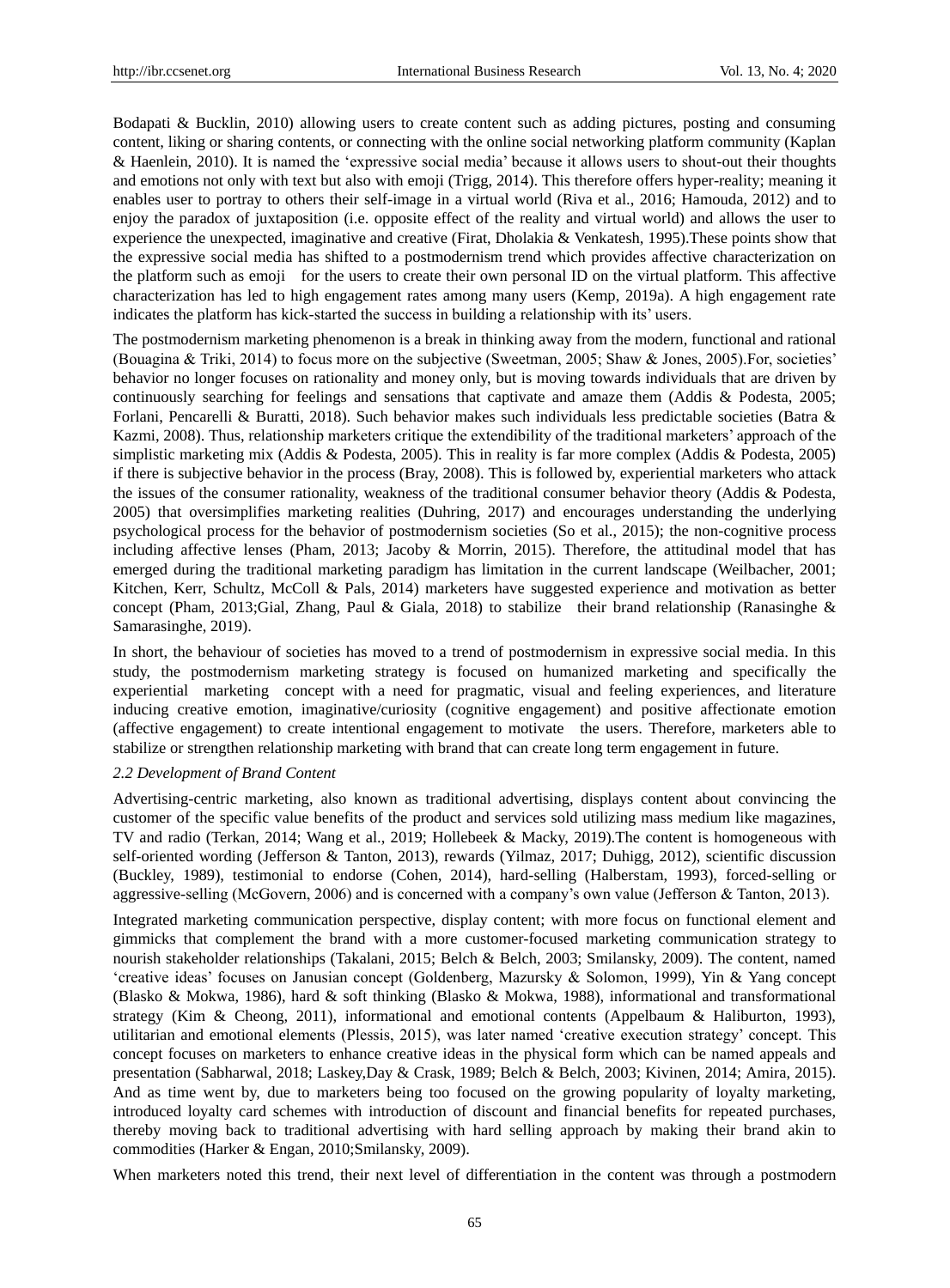Bodapati & Bucklin, 2010) allowing users to create content such as adding pictures, posting and consuming content, liking or sharing contents, or connecting with the online social networking platform community (Kaplan & Haenlein, 2010). It is named the 'expressive social media' because it allows users to shout-out their thoughts and emotions not only with text but also with emoji (Trigg, 2014). This therefore offers hyper-reality; meaning it enables user to portray to others their self-image in a virtual world (Riva et al., 2016; Hamouda, 2012) and to enjoy the paradox of juxtaposition (i.e. opposite effect of the reality and virtual world) and allows the user to experience the unexpected, imaginative and creative (Firat, Dholakia & Venkatesh, 1995).These points show that the expressive social media has shifted to a postmodernism trend which provides affective characterization on the platform such as emoji for the users to create their own personal ID on the virtual platform. This affective characterization has led to high engagement rates among many users (Kemp, 2019a). A high engagement rate indicates the platform has kick-started the success in building a relationship with its' users.

The postmodernism marketing phenomenon is a break in thinking away from the modern, functional and rational (Bouagina & Triki, 2014) to focus more on the subjective (Sweetman, 2005; Shaw & Jones, 2005).For, societies' behavior no longer focuses on rationality and money only, but is moving towards individuals that are driven by continuously searching for feelings and sensations that captivate and amaze them (Addis & Podesta, 2005; Forlani, Pencarelli & Buratti, 2018). Such behavior makes such individuals less predictable societies (Batra & Kazmi, 2008). Thus, relationship marketers critique the extendibility of the traditional marketers' approach of the simplistic marketing mix (Addis & Podesta, 2005). This in reality is far more complex (Addis & Podesta, 2005) if there is subjective behavior in the process (Bray, 2008). This is followed by, experiential marketers who attack the issues of the consumer rationality, weakness of the traditional consumer behavior theory (Addis & Podesta, 2005) that oversimplifies marketing realities (Duhring, 2017) and encourages understanding the underlying psychological process for the behavior of postmodernism societies (So et al., 2015); the non-cognitive process including affective lenses (Pham, 2013; Jacoby & Morrin, 2015). Therefore, the attitudinal model that has emerged during the traditional marketing paradigm has limitation in the current landscape (Weilbacher, 2001; Kitchen, Kerr, Schultz, McColl & Pals, 2014) marketers have suggested experience and motivation as better concept (Pham, 2013;Gial, Zhang, Paul & Giala, 2018) to stabilize their brand relationship (Ranasinghe & Samarasinghe, 2019).

In short, the behaviour of societies has moved to a trend of postmodernism in expressive social media. In this study, the postmodernism marketing strategy is focused on humanized marketing and specifically the experiential marketing concept with a need for pragmatic, visual and feeling experiences, and literature inducing creative emotion, imaginative/curiosity (cognitive engagement) and positive affectionate emotion (affective engagement) to create intentional engagement to motivate the users. Therefore, marketers able to stabilize or strengthen relationship marketing with brand that can create long term engagement in future.

### *2.2 Development of Brand Content*

Advertising-centric marketing, also known as traditional advertising, displays content about convincing the customer of the specific value benefits of the product and services sold utilizing mass medium like magazines, TV and radio (Terkan, 2014; Wang et al., 2019; Hollebeek & Macky, 2019).The content is homogeneous with self-oriented wording (Jefferson & Tanton, 2013), rewards (Yilmaz, 2017; Duhigg, 2012), scientific discussion (Buckley, 1989), testimonial to endorse (Cohen, 2014), hard-selling (Halberstam, 1993), forced-selling or aggressive-selling (McGovern, 2006) and is concerned with a company's own value (Jefferson & Tanton, 2013).

Integrated marketing communication perspective, display content; with more focus on functional element and gimmicks that complement the brand with a more customer-focused marketing communication strategy to nourish stakeholder relationships (Takalani, 2015; Belch & Belch, 2003; Smilansky, 2009). The content, named 'creative ideas' focuses on Janusian concept (Goldenberg, Mazursky & Solomon, 1999), Yin & Yang concept (Blasko & Mokwa, 1986), hard & soft thinking (Blasko & Mokwa, 1988), informational and transformational strategy (Kim & Cheong, 2011), informational and emotional contents (Appelbaum & Haliburton, 1993), utilitarian and emotional elements (Plessis, 2015), was later named 'creative execution strategy' concept. This concept focuses on marketers to enhance creative ideas in the physical form which can be named appeals and presentation (Sabharwal, 2018; Laskey,Day & Crask, 1989; Belch & Belch, 2003; Kivinen, 2014; Amira, 2015). And as time went by, due to marketers being too focused on the growing popularity of loyalty marketing, introduced loyalty card schemes with introduction of discount and financial benefits for repeated purchases, thereby moving back to traditional advertising with hard selling approach by making their brand akin to commodities (Harker & Engan, 2010;Smilansky, 2009).

When marketers noted this trend, their next level of differentiation in the content was through a postmodern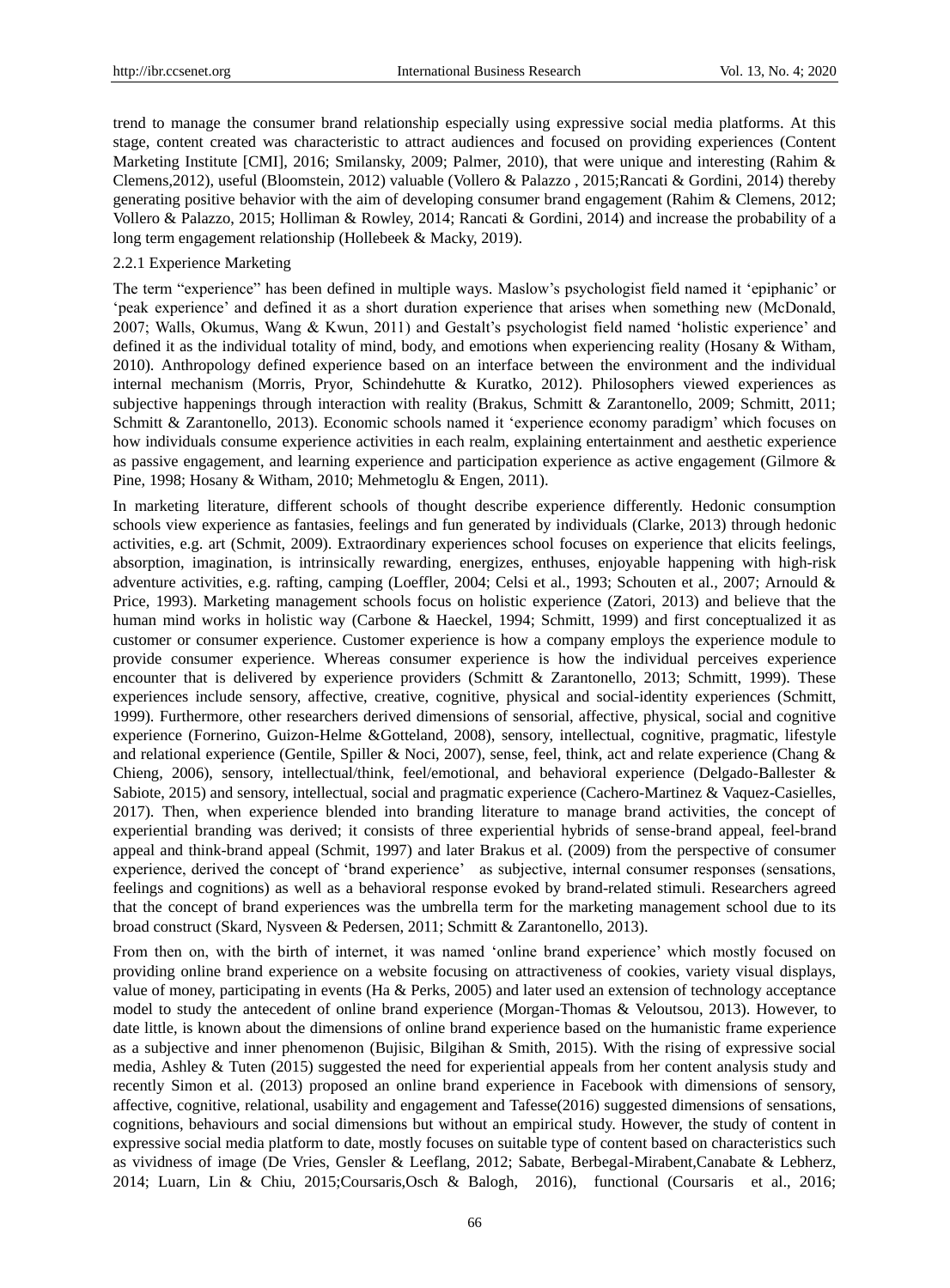trend to manage the consumer brand relationship especially using expressive social media platforms. At this stage, content created was characteristic to attract audiences and focused on providing experiences (Content Marketing Institute [CMI], 2016; Smilansky, 2009; Palmer, 2010), that were unique and interesting (Rahim & Clemens,2012), useful (Bloomstein, 2012) valuable (Vollero & Palazzo , 2015;Rancati & Gordini, 2014) thereby generating positive behavior with the aim of developing consumer brand engagement (Rahim & Clemens, 2012; Vollero & Palazzo, 2015; Holliman & Rowley, 2014; Rancati & Gordini, 2014) and increase the probability of a long term engagement relationship (Hollebeek & Macky, 2019).

### 2.2.1 Experience Marketing

The term "experience" has been defined in multiple ways. Maslow's psychologist field named it 'epiphanic' or 'peak experience' and defined it as a short duration experience that arises when something new (McDonald, 2007; Walls, Okumus, Wang & Kwun, 2011) and Gestalt's psychologist field named 'holistic experience' and defined it as the individual totality of mind, body, and emotions when experiencing reality (Hosany & Witham, 2010). Anthropology defined experience based on an interface between the environment and the individual internal mechanism (Morris, Pryor, Schindehutte & Kuratko, 2012). Philosophers viewed experiences as subjective happenings through interaction with reality (Brakus, Schmitt & Zarantonello, 2009; Schmitt, 2011; Schmitt & Zarantonello, 2013). Economic schools named it 'experience economy paradigm' which focuses on how individuals consume experience activities in each realm, explaining entertainment and aesthetic experience as passive engagement, and learning experience and participation experience as active engagement (Gilmore & Pine, 1998; Hosany & Witham, 2010; Mehmetoglu & Engen, 2011).

In marketing literature, different schools of thought describe experience differently. Hedonic consumption schools view experience as fantasies, feelings and fun generated by individuals (Clarke, 2013) through hedonic activities, e.g. art (Schmit, 2009). Extraordinary experiences school focuses on experience that elicits feelings, absorption, imagination, is intrinsically rewarding, energizes, enthuses, enjoyable happening with high-risk adventure activities, e.g. rafting, camping (Loeffler, 2004; Celsi et al., 1993; Schouten et al., 2007; Arnould & Price, 1993). Marketing management schools focus on holistic experience (Zatori, 2013) and believe that the human mind works in holistic way (Carbone & Haeckel, 1994; Schmitt, 1999) and first conceptualized it as customer or consumer experience. Customer experience is how a company employs the experience module to provide consumer experience. Whereas consumer experience is how the individual perceives experience encounter that is delivered by experience providers (Schmitt & Zarantonello, 2013; Schmitt, 1999). These experiences include sensory, affective, creative, cognitive, physical and social-identity experiences (Schmitt, 1999). Furthermore, other researchers derived dimensions of sensorial, affective, physical, social and cognitive experience (Fornerino, Guizon-Helme &Gotteland, 2008), sensory, intellectual, cognitive, pragmatic, lifestyle and relational experience (Gentile, Spiller & Noci, 2007), sense, feel, think, act and relate experience (Chang & Chieng, 2006), sensory, intellectual/think, feel/emotional, and behavioral experience (Delgado-Ballester & Sabiote, 2015) and sensory, intellectual, social and pragmatic experience (Cachero-Martinez & Vaquez-Casielles, 2017). Then, when experience blended into branding literature to manage brand activities, the concept of experiential branding was derived; it consists of three experiential hybrids of sense-brand appeal, feel-brand appeal and think-brand appeal (Schmit, 1997) and later Brakus et al. (2009) from the perspective of consumer experience, derived the concept of 'brand experience' as subjective, internal consumer responses (sensations, feelings and cognitions) as well as a behavioral response evoked by brand-related stimuli. Researchers agreed that the concept of brand experiences was the umbrella term for the marketing management school due to its broad construct (Skard, Nysveen & Pedersen, 2011; Schmitt & Zarantonello, 2013).

From then on, with the birth of internet, it was named 'online brand experience' which mostly focused on providing online brand experience on a website focusing on attractiveness of cookies, variety visual displays, value of money, participating in events (Ha & Perks, 2005) and later used an extension of technology acceptance model to study the antecedent of online brand experience (Morgan-Thomas & Veloutsou, 2013). However, to date little, is known about the dimensions of online brand experience based on the humanistic frame experience as a subjective and inner phenomenon (Bujisic, Bilgihan & Smith, 2015). With the rising of expressive social media, Ashley & Tuten (2015) suggested the need for experiential appeals from her content analysis study and recently Simon et al. (2013) proposed an online brand experience in Facebook with dimensions of sensory, affective, cognitive, relational, usability and engagement and Tafesse(2016) suggested dimensions of sensations, cognitions, behaviours and social dimensions but without an empirical study. However, the study of content in expressive social media platform to date, mostly focuses on suitable type of content based on characteristics such as vividness of image (De Vries, Gensler & Leeflang, 2012; Sabate, Berbegal-Mirabent,Canabate & Lebherz, 2014; Luarn, Lin & Chiu, 2015;Coursaris,Osch & Balogh, 2016), functional (Coursaris et al., 2016;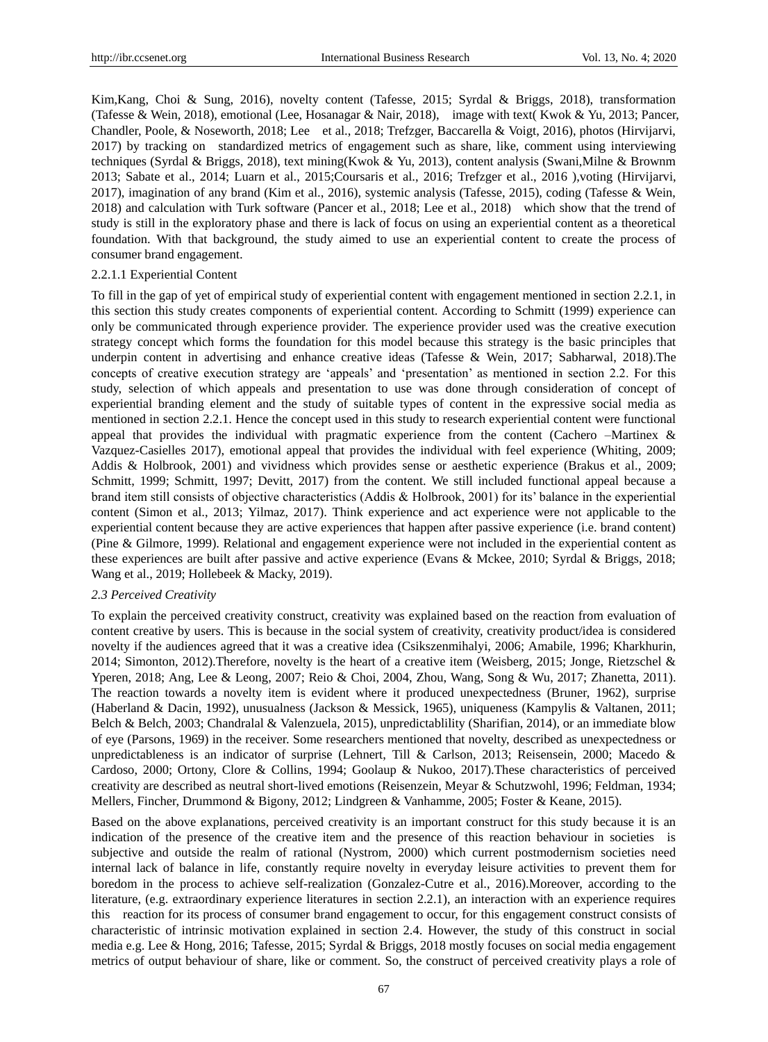Kim,Kang, Choi & Sung, 2016), novelty content (Tafesse, 2015; Syrdal & Briggs, 2018), transformation (Tafesse & Wein, 2018), emotional (Lee, Hosanagar & Nair, 2018), image with text( Kwok & Yu, 2013; Pancer, Chandler, Poole, & Noseworth, 2018; Lee et al., 2018; Trefzger, Baccarella & Voigt, 2016), photos (Hirvijarvi, 2017) by tracking on standardized metrics of engagement such as share, like, comment using interviewing techniques (Syrdal & Briggs, 2018), text mining(Kwok & Yu, 2013), content analysis (Swani,Milne & Brownm 2013; Sabate et al., 2014; Luarn et al., 2015;Coursaris et al., 2016; Trefzger et al., 2016 ),voting (Hirvijarvi, 2017), imagination of any brand (Kim et al., 2016), systemic analysis (Tafesse, 2015), coding (Tafesse & Wein, 2018) and calculation with Turk software (Pancer et al., 2018; Lee et al., 2018) which show that the trend of study is still in the exploratory phase and there is lack of focus on using an experiential content as a theoretical foundation. With that background, the study aimed to use an experiential content to create the process of consumer brand engagement.

2.2.1.1 Experiential Content

To fill in the gap of yet of empirical study of experiential content with engagement mentioned in section 2.2.1, in this section this study creates components of experiential content. According to Schmitt (1999) experience can only be communicated through experience provider. The experience provider used was the creative execution strategy concept which forms the foundation for this model because this strategy is the basic principles that underpin content in advertising and enhance creative ideas (Tafesse & Wein, 2017; Sabharwal, 2018).The concepts of creative execution strategy are 'appeals' and 'presentation' as mentioned in section 2.2. For this study, selection of which appeals and presentation to use was done through consideration of concept of experiential branding element and the study of suitable types of content in the expressive social media as mentioned in section 2.2.1. Hence the concept used in this study to research experiential content were functional appeal that provides the individual with pragmatic experience from the content (Cachero –Martinex & Vazquez-Casielles 2017), emotional appeal that provides the individual with feel experience (Whiting, 2009; Addis & Holbrook, 2001) and vividness which provides sense or aesthetic experience (Brakus et al., 2009; Schmitt, 1999; Schmitt, 1997; Devitt, 2017) from the content. We still included functional appeal because a brand item still consists of objective characteristics (Addis & Holbrook, 2001) for its' balance in the experiential content (Simon et al., 2013; Yilmaz, 2017). Think experience and act experience were not applicable to the experiential content because they are active experiences that happen after passive experience (i.e. brand content) (Pine & Gilmore, 1999). Relational and engagement experience were not included in the experiential content as these experiences are built after passive and active experience (Evans & Mckee, 2010; Syrdal & Briggs, 2018; Wang et al., 2019; Hollebeek & Macky, 2019).

*2.3 Perceived Creativity*

To explain the perceived creativity construct, creativity was explained based on the reaction from evaluation of content creative by users. This is because in the social system of creativity, creativity product/idea is considered novelty if the audiences agreed that it was a creative idea (Csikszenmihalyi, 2006; Amabile, 1996; Kharkhurin, 2014; Simonton, 2012).Therefore, novelty is the heart of a creative item (Weisberg, 2015; Jonge, Rietzschel & Yperen, 2018; Ang, Lee & Leong, 2007; Reio & Choi, 2004, Zhou, Wang, Song & Wu, 2017; Zhanetta, 2011). The reaction towards a novelty item is evident where it produced unexpectedness (Bruner, 1962), surprise (Haberland & Dacin, 1992), unusualness (Jackson & Messick, 1965), uniqueness (Kampylis & Valtanen, 2011; Belch & Belch, 2003; Chandralal & Valenzuela, 2015), unpredictablility (Sharifian, 2014), or an immediate blow of eye (Parsons, 1969) in the receiver. Some researchers mentioned that novelty, described as unexpectedness or unpredictableness is an indicator of surprise (Lehnert, Till & Carlson, 2013; Reisensein, 2000; Macedo & Cardoso, 2000; Ortony, Clore & Collins, 1994; Goolaup & Nukoo, 2017).These characteristics of perceived creativity are described as neutral short-lived emotions (Reisenzein, Meyar & Schutzwohl, 1996; Feldman, 1934; Mellers, Fincher, Drummond & Bigony, 2012; Lindgreen & Vanhamme, 2005; Foster & Keane, 2015).

Based on the above explanations, perceived creativity is an important construct for this study because it is an indication of the presence of the creative item and the presence of this reaction behaviour in societies is subjective and outside the realm of rational (Nystrom, 2000) which current postmodernism societies need internal lack of balance in life, constantly require novelty in everyday leisure activities to prevent them for boredom in the process to achieve self-realization (Gonzalez-Cutre et al., 2016).Moreover, according to the literature, (e.g. extraordinary experience literatures in section 2.2.1), an interaction with an experience requires this reaction for its process of consumer brand engagement to occur, for this engagement construct consists of characteristic of intrinsic motivation explained in section 2.4. However, the study of this construct in social media e.g. Lee & Hong, 2016; Tafesse, 2015; Syrdal & Briggs, 2018 mostly focuses on social media engagement metrics of output behaviour of share, like or comment. So, the construct of perceived creativity plays a role of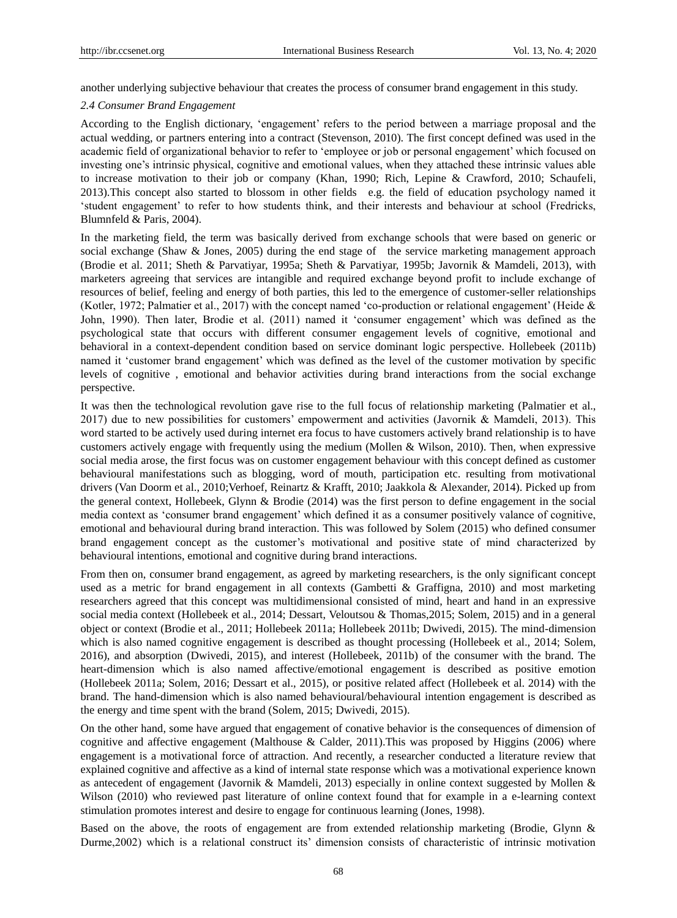another underlying subjective behaviour that creates the process of consumer brand engagement in this study.

### *2.4 Consumer Brand Engagement*

According to the English dictionary, 'engagement' refers to the period between a marriage proposal and the actual wedding, or partners entering into a contract (Stevenson, 2010). The first concept defined was used in the academic field of organizational behavior to refer to 'employee or job or personal engagement' which focused on investing one's intrinsic physical, cognitive and emotional values, when they attached these intrinsic values able to increase motivation to their job or company (Khan, 1990; Rich, Lepine & Crawford, 2010; Schaufeli, 2013).This concept also started to blossom in other fields e.g. the field of education psychology named it 'student engagement' to refer to how students think, and their interests and behaviour at school (Fredricks, Blumnfeld & Paris, 2004).

In the marketing field, the term was basically derived from exchange schools that were based on generic or social exchange (Shaw & Jones, 2005) during the end stage of the service marketing management approach (Brodie et al. 2011; Sheth & Parvatiyar, 1995a; Sheth & Parvatiyar, 1995b; Javornik & Mamdeli, 2013), with marketers agreeing that services are intangible and required exchange beyond profit to include exchange of resources of belief, feeling and energy of both parties, this led to the emergence of customer-seller relationships (Kotler, 1972; Palmatier et al., 2017) with the concept named 'co-production or relational engagement' (Heide & John, 1990). Then later, Brodie et al. (2011) named it 'consumer engagement' which was defined as the psychological state that occurs with different consumer engagement levels of cognitive, emotional and behavioral in a context-dependent condition based on service dominant logic perspective. Hollebeek (2011b) named it 'customer brand engagement' which was defined as the level of the customer motivation by specific levels of cognitive , emotional and behavior activities during brand interactions from the social exchange perspective.

It was then the technological revolution gave rise to the full focus of relationship marketing (Palmatier et al., 2017) due to new possibilities for customers' empowerment and activities (Javornik & Mamdeli, 2013). This word started to be actively used during internet era focus to have customers actively brand relationship is to have customers actively engage with frequently using the medium (Mollen & Wilson, 2010). Then, when expressive social media arose, the first focus was on customer engagement behaviour with this concept defined as customer behavioural manifestations such as blogging, word of mouth, participation etc. resulting from motivational drivers (Van Doorm et al., 2010;Verhoef, Reinartz & Krafft, 2010; Jaakkola & Alexander, 2014). Picked up from the general context, Hollebeek, Glynn & Brodie (2014) was the first person to define engagement in the social media context as 'consumer brand engagement' which defined it as a consumer positively valance of cognitive, emotional and behavioural during brand interaction. This was followed by Solem (2015) who defined consumer brand engagement concept as the customer's motivational and positive state of mind characterized by behavioural intentions, emotional and cognitive during brand interactions.

From then on, consumer brand engagement, as agreed by marketing researchers, is the only significant concept used as a metric for brand engagement in all contexts (Gambetti & Graffigna, 2010) and most marketing researchers agreed that this concept was multidimensional consisted of mind, heart and hand in an expressive social media context (Hollebeek et al., 2014; Dessart, Veloutsou & Thomas,2015; Solem, 2015) and in a general object or context (Brodie et al., 2011; Hollebeek 2011a; Hollebeek 2011b; Dwivedi, 2015). The mind-dimension which is also named cognitive engagement is described as thought processing (Hollebeek et al., 2014; Solem, 2016), and absorption (Dwivedi, 2015), and interest (Hollebeek, 2011b) of the consumer with the brand. The heart-dimension which is also named affective/emotional engagement is described as positive emotion (Hollebeek 2011a; Solem, 2016; Dessart et al., 2015), or positive related affect (Hollebeek et al. 2014) with the brand. The hand-dimension which is also named behavioural/behavioural intention engagement is described as the energy and time spent with the brand (Solem, 2015; Dwivedi, 2015).

On the other hand, some have argued that engagement of conative behavior is the consequences of dimension of cognitive and affective engagement (Malthouse & Calder, 2011).This was proposed by Higgins (2006) where engagement is a motivational force of attraction. And recently, a researcher conducted a literature review that explained cognitive and affective as a kind of internal state response which was a motivational experience known as antecedent of engagement (Javornik & Mamdeli, 2013) especially in online context suggested by Mollen & Wilson (2010) who reviewed past literature of online context found that for example in a e-learning context stimulation promotes interest and desire to engage for continuous learning (Jones, 1998).

Based on the above, the roots of engagement are from extended relationship marketing (Brodie, Glynn & Durme,2002) which is a relational construct its' dimension consists of characteristic of intrinsic motivation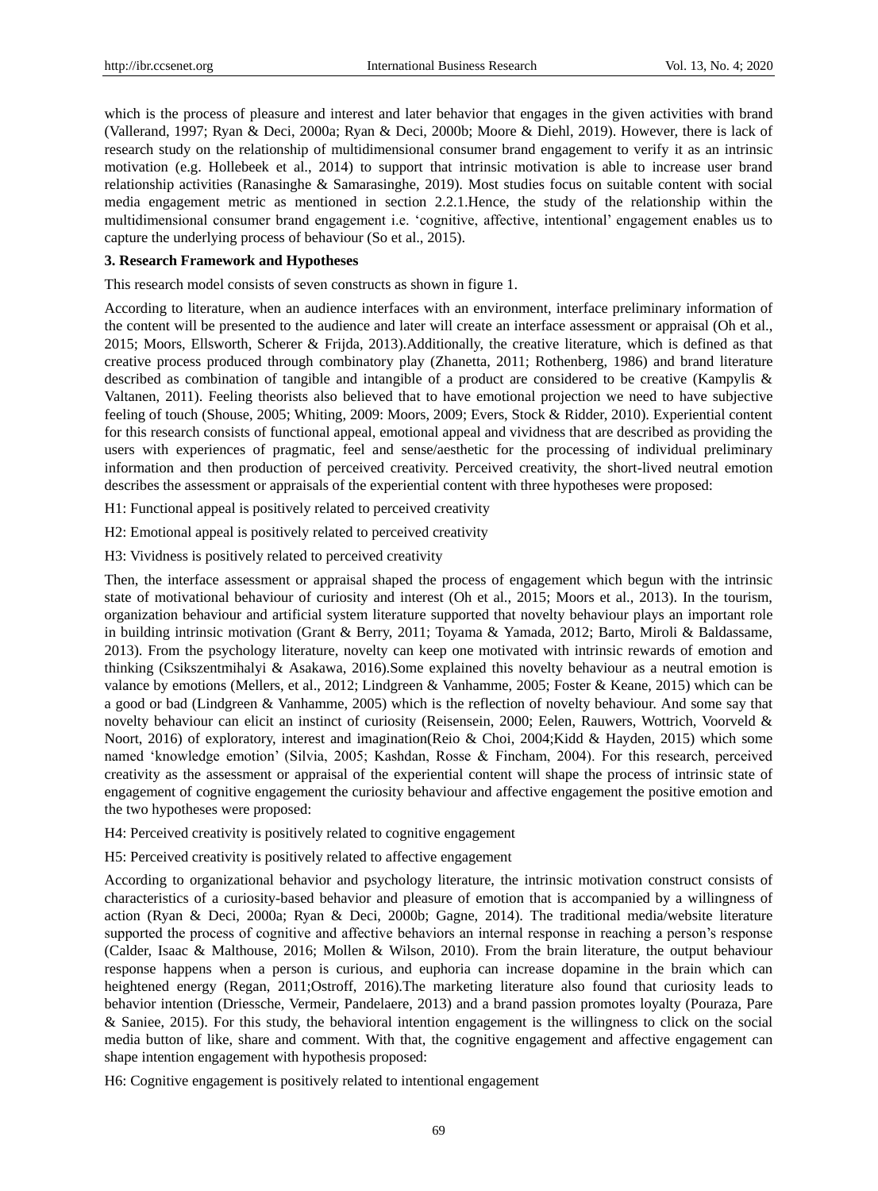which is the process of pleasure and interest and later behavior that engages in the given activities with brand (Vallerand, 1997; Ryan & Deci, 2000a; Ryan & Deci, 2000b; Moore & Diehl, 2019). However, there is lack of research study on the relationship of multidimensional consumer brand engagement to verify it as an intrinsic motivation (e.g. Hollebeek et al., 2014) to support that intrinsic motivation is able to increase user brand relationship activities (Ranasinghe & Samarasinghe, 2019). Most studies focus on suitable content with social media engagement metric as mentioned in section 2.2.1.Hence, the study of the relationship within the multidimensional consumer brand engagement i.e. 'cognitive, affective, intentional' engagement enables us to capture the underlying process of behaviour (So et al., 2015).

## 3. Research Framework and Hypotheses

This research model consists of seven constructs as shown in figure 1.

According to literature, when an audience interfaces with an environment, interface preliminary information of the content will be presented to the audience and later will create an interface assessment or appraisal (Oh et al., 2015; Moors, Ellsworth, Scherer & Frijda, 2013).Additionally, the creative literature, which is defined as that creative process produced through combinatory play (Zhanetta, 2011; Rothenberg, 1986) and brand literature described as combination of tangible and intangible of a product are considered to be creative (Kampylis & Valtanen, 2011). Feeling theorists also believed that to have emotional projection we need to have subjective feeling of touch (Shouse, 2005; Whiting, 2009: Moors, 2009; Evers, Stock & Ridder, 2010). Experiential content for this research consists of functional appeal, emotional appeal and vividness that are described as providing the users with experiences of pragmatic, feel and sense/aesthetic for the processing of individual preliminary information and then production of perceived creativity. Perceived creativity, the short-lived neutral emotion describes the assessment or appraisals of the experiential content with three hypotheses were proposed:

H1: Functional appeal is positively related to perceived creativity

H2: Emotional appeal is positively related to perceived creativity

H3: Vividness is positively related to perceived creativity

Then, the interface assessment or appraisal shaped the process of engagement which begun with the intrinsic state of motivational behaviour of curiosity and interest (Oh et al., 2015; Moors et al., 2013). In the tourism, organization behaviour and artificial system literature supported that novelty behaviour plays an important role in building intrinsic motivation (Grant & Berry, 2011; Toyama & Yamada, 2012; Barto, Miroli & Baldassame, 2013). From the psychology literature, novelty can keep one motivated with intrinsic rewards of emotion and thinking (Csikszentmihalyi & Asakawa, 2016).Some explained this novelty behaviour as a neutral emotion is valance by emotions (Mellers, et al., 2012; Lindgreen & Vanhamme, 2005; Foster & Keane, 2015) which can be a good or bad (Lindgreen & Vanhamme, 2005) which is the reflection of novelty behaviour. And some say that novelty behaviour can elicit an instinct of curiosity (Reisensein, 2000; Eelen, Rauwers, Wottrich, Voorveld & Noort, 2016) of exploratory, interest and imagination(Reio & Choi, 2004;Kidd & Hayden, 2015) which some named 'knowledge emotion' (Silvia, 2005; Kashdan, Rosse & Fincham, 2004). For this research, perceived creativity as the assessment or appraisal of the experiential content will shape the process of intrinsic state of engagement of cognitive engagement the curiosity behaviour and affective engagement the positive emotion and the two hypotheses were proposed:

H4: Perceived creativity is positively related to cognitive engagement

H5: Perceived creativity is positively related to affective engagement

According to organizational behavior and psychology literature, the intrinsic motivation construct consists of characteristics of a curiosity-based behavior and pleasure of emotion that is accompanied by a willingness of action (Ryan & Deci, 2000a; Ryan & Deci, 2000b; Gagne, 2014). The traditional media/website literature supported the process of cognitive and affective behaviors an internal response in reaching a person's response (Calder, Isaac & Malthouse, 2016; Mollen & Wilson, 2010). From the brain literature, the output behaviour response happens when a person is curious, and euphoria can increase dopamine in the brain which can heightened energy (Regan, 2011;Ostroff, 2016).The marketing literature also found that curiosity leads to behavior intention (Driessche, Vermeir, Pandelaere, 2013) and a brand passion promotes loyalty (Pouraza, Pare & Saniee, 2015). For this study, the behavioral intention engagement is the willingness to click on the social media button of like, share and comment. With that, the cognitive engagement and affective engagement can shape intention engagement with hypothesis proposed:

H6: Cognitive engagement is positively related to intentional engagement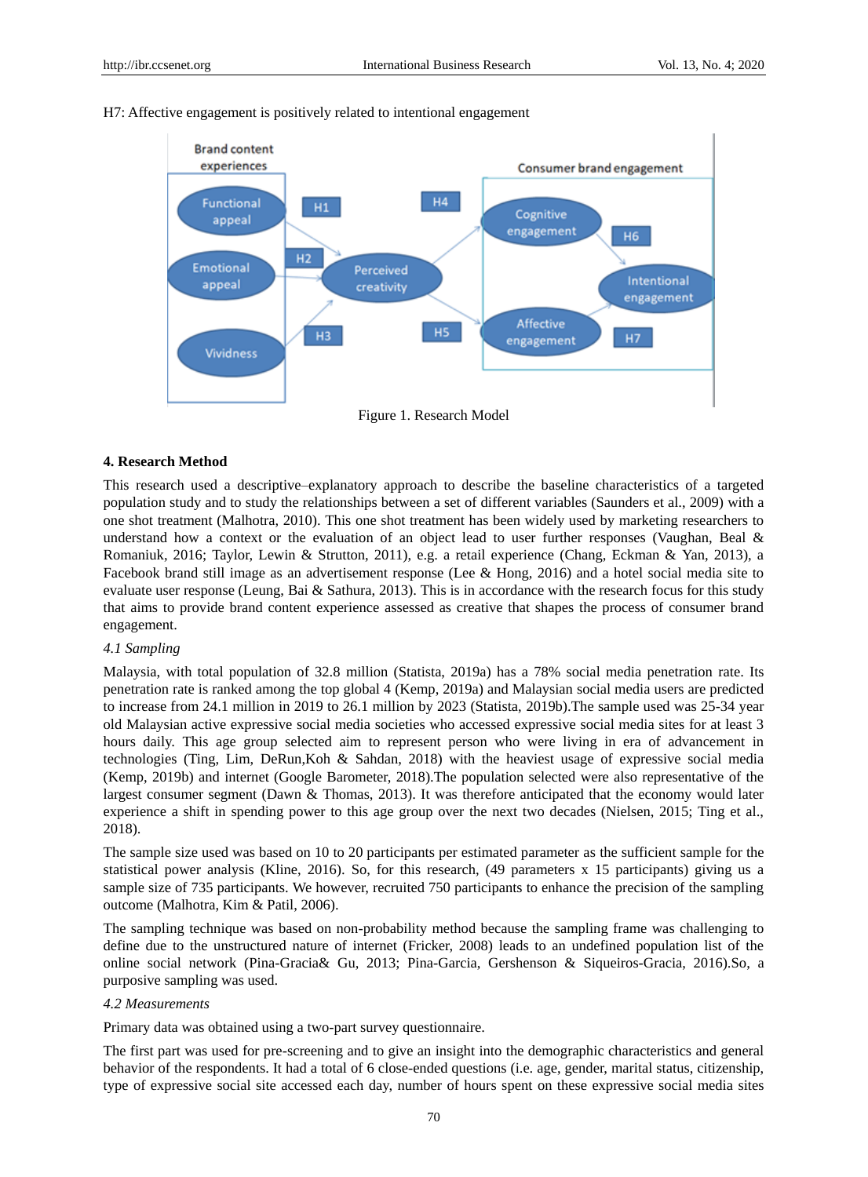H7: Affective engagement is positively related to intentional engagement

Brand content experiences

Functional appeal

Emotional appeal

Vividness

H1

H2

H3

Perceived creativity

H4

H5

Consumer brand engagement

Cognitive engagement

Affective engagement

H6

H7

Intentional engagement

Figure 1. Research Model

## 4. Research Method

This research used a descriptive–explanatory approach to describe the baseline characteristics of a targeted population study and to study the relationships between a set of different variables (Saunders et al., 2009) with a one shot treatment (Malhotra, 2010). This one shot treatment has been widely used by marketing researchers to understand how a context or the evaluation of an object lead to user further responses (Vaughan, Beal & Romaniuk, 2016; Taylor, Lewin & Strutton, 2011), e.g. a retail experience (Chang, Eckman & Yan, 2013), a Facebook brand still image as an advertisement response (Lee & Hong, 2016) and a hotel social media site to evaluate user response (Leung, Bai & Sathura, 2013). This is in accordance with the research focus for this study that aims to provide brand content experience assessed as creative that shapes the process of consumer brand engagement.

### *4.1 Sampling*

Malaysia, with total population of 32.8 million (Statista, 2019a) has a 78% social media penetration rate. Its penetration rate is ranked among the top global 4 (Kemp, 2019a) and Malaysian social media users are predicted to increase from 24.1 million in 2019 to 26.1 million by 2023 (Statista, 2019b).The sample used was 25-34 year old Malaysian active expressive social media societies who accessed expressive social media sites for at least 3 hours daily. This age group selected aim to represent person who were living in era of advancement in technologies (Ting, Lim, DeRun,Koh & Sahdan, 2018) with the heaviest usage of expressive social media (Kemp, 2019b) and internet (Google Barometer, 2018).The population selected were also representative of the largest consumer segment (Dawn & Thomas, 2013). It was therefore anticipated that the economy would later experience a shift in spending power to this age group over the next two decades (Nielsen, 2015; Ting et al., 2018).

The sample size used was based on 10 to 20 participants per estimated parameter as the sufficient sample for the statistical power analysis (Kline, 2016). So, for this research, (49 parameters x 15 participants) giving us a sample size of 735 participants. We however, recruited 750 participants to enhance the precision of the sampling outcome (Malhotra, Kim & Patil, 2006).

The sampling technique was based on non-probability method because the sampling frame was challenging to define due to the unstructured nature of internet (Fricker, 2008) leads to an undefined population list of the online social network (Pina-Gracia& Gu, 2013; Pina-Garcia, Gershenson & Siqueiros-Gracia, 2016).So, a purposive sampling was used.

### *4.2 Measurements*

Primary data was obtained using a two-part survey questionnaire.

The first part was used for pre-screening and to give an insight into the demographic characteristics and general behavior of the respondents. It had a total of 6 close-ended questions (i.e. age, gender, marital status, citizenship, type of expressive social site accessed each day, number of hours spent on these expressive social media sites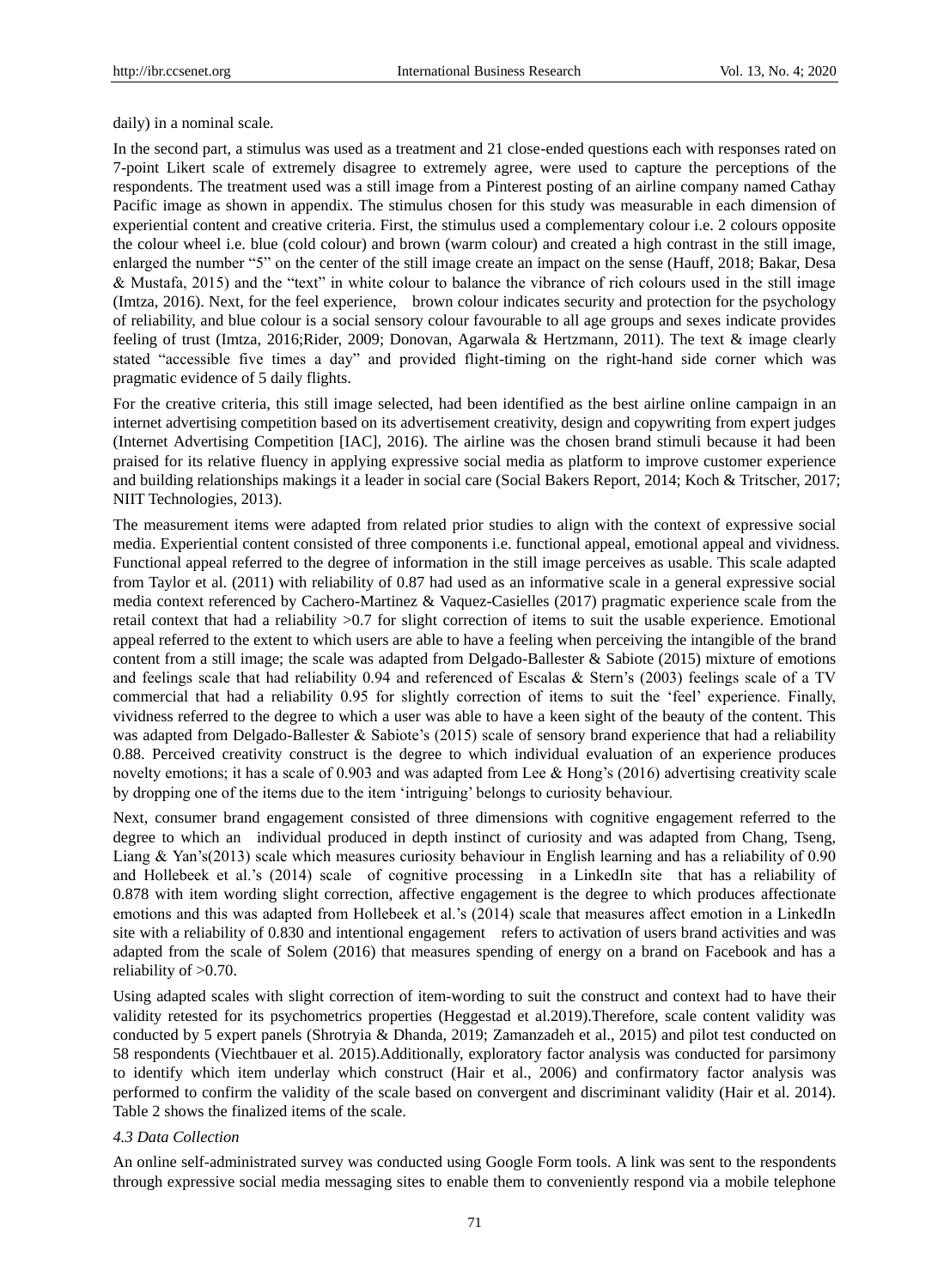daily) in a nominal scale.

In the second part, a stimulus was used as a treatment and 21 close-ended questions each with responses rated on 7-point Likert scale of extremely disagree to extremely agree, were used to capture the perceptions of the respondents. The treatment used was a still image from a Pinterest posting of an airline company named Cathay Pacific image as shown in appendix. The stimulus chosen for this study was measurable in each dimension of experiential content and creative criteria. First, the stimulus used a complementary colour i.e. 2 colours opposite the colour wheel i.e. blue (cold colour) and brown (warm colour) and created a high contrast in the still image, enlarged the number "5" on the center of the still image create an impact on the sense (Hauff, 2018; Bakar, Desa & Mustafa, 2015) and the "text" in white colour to balance the vibrance of rich colours used in the still image (Imtza, 2016). Next, for the feel experience, brown colour indicates security and protection for the psychology of reliability, and blue colour is a social sensory colour favourable to all age groups and sexes indicate provides feeling of trust (Imtza, 2016;Rider, 2009; Donovan, Agarwala & Hertzmann, 2011). The text & image clearly stated "accessible five times a day" and provided flight-timing on the right-hand side corner which was pragmatic evidence of 5 daily flights.

For the creative criteria, this still image selected, had been identified as the best airline online campaign in an internet advertising competition based on its advertisement creativity, design and copywriting from expert judges (Internet Advertising Competition [IAC], 2016). The airline was the chosen brand stimuli because it had been praised for its relative fluency in applying expressive social media as platform to improve customer experience and building relationships makings it a leader in social care (Social Bakers Report, 2014; Koch & Tritscher, 2017; NIIT Technologies, 2013).

The measurement items were adapted from related prior studies to align with the context of expressive social media. Experiential content consisted of three components i.e. functional appeal, emotional appeal and vividness. Functional appeal referred to the degree of information in the still image perceives as usable. This scale adapted from Taylor et al. (2011) with reliability of 0.87 had used as an informative scale in a general expressive social media context referenced by Cachero-Martinez & Vaquez-Casielles (2017) pragmatic experience scale from the retail context that had a reliability >0.7 for slight correction of items to suit the usable experience. Emotional appeal referred to the extent to which users are able to have a feeling when perceiving the intangible of the brand content from a still image; the scale was adapted from Delgado-Ballester & Sabiote (2015) mixture of emotions and feelings scale that had reliability 0.94 and referenced of Escalas & Stern's (2003) feelings scale of a TV commercial that had a reliability 0.95 for slightly correction of items to suit the 'feel' experience. Finally, vividness referred to the degree to which a user was able to have a keen sight of the beauty of the content. This was adapted from Delgado-Ballester & Sabiote's (2015) scale of sensory brand experience that had a reliability 0.88. Perceived creativity construct is the degree to which individual evaluation of an experience produces novelty emotions; it has a scale of 0.903 and was adapted from Lee & Hong's (2016) advertising creativity scale by dropping one of the items due to the item 'intriguing' belongs to curiosity behaviour.

Next, consumer brand engagement consisted of three dimensions with cognitive engagement referred to the degree to which an individual produced in depth instinct of curiosity and was adapted from Chang, Tseng, Liang & Yan's(2013) scale which measures curiosity behaviour in English learning and has a reliability of 0.90 and Hollebeek et al.'s (2014) scale of cognitive processing in a LinkedIn site that has a reliability of 0.878 with item wording slight correction, affective engagement is the degree to which produces affectionate emotions and this was adapted from Hollebeek et al.'s (2014) scale that measures affect emotion in a LinkedIn site with a reliability of 0.830 and intentional engagement refers to activation of users brand activities and was adapted from the scale of Solem (2016) that measures spending of energy on a brand on Facebook and has a reliability of >0.70.

Using adapted scales with slight correction of item-wording to suit the construct and context had to have their validity retested for its psychometrics properties (Heggestad et al.2019).Therefore, scale content validity was conducted by 5 expert panels (Shrotryia & Dhanda, 2019; Zamanzadeh et al., 2015) and pilot test conducted on 58 respondents (Viechtbauer et al. 2015).Additionally, exploratory factor analysis was conducted for parsimony to identify which item underlay which construct (Hair et al., 2006) and confirmatory factor analysis was performed to confirm the validity of the scale based on convergent and discriminant validity (Hair et al. 2014). Table 2 shows the finalized items of the scale.

### *4.3 Data Collection*

An online self-administrated survey was conducted using Google Form tools. A link was sent to the respondents through expressive social media messaging sites to enable them to conveniently respond via a mobile telephone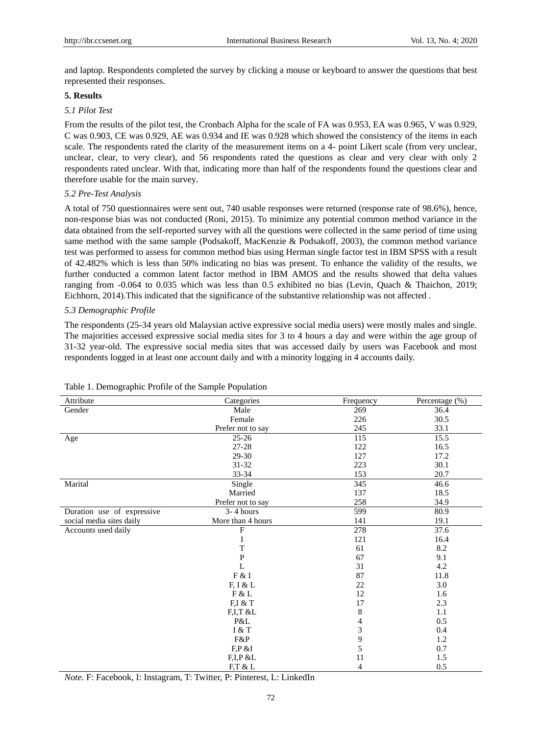and laptop. Respondents completed the survey by clicking a mouse or keyboard to answer the questions that best represented their responses.

## 5. Results

### *5.1 Pilot Test*

From the results of the pilot test, the Cronbach Alpha for the scale of FA was 0.953, EA was 0.965, V was 0.929, C was 0.903, CE was 0.929, AE was 0.934 and IE was 0.928 which showed the consistency of the items in each scale. The respondents rated the clarity of the measurement items on a 4- point Likert scale (from very unclear, unclear, clear, to very clear), and 56 respondents rated the questions as clear and very clear with only 2 respondents rated unclear. With that, indicating more than half of the respondents found the questions clear and therefore usable for the main survey.

### *5.2 Pre-Test Analysis*

A total of 750 questionnaires were sent out, 740 usable responses were returned (response rate of 98.6%), hence, non-response bias was not conducted (Roni, 2015). To minimize any potential common method variance in the data obtained from the self-reported survey with all the questions were collected in the same period of time using same method with the same sample (Podsakoff, MacKenzie & Podsakoff, 2003), the common method variance test was performed to assess for common method bias using Herman single factor test in IBM SPSS with a result of 42.482% which is less than 50% indicating no bias was present. To enhance the validity of the results, we further conducted a common latent factor method in IBM AMOS and the results showed that delta values ranging from -0.064 to 0.035 which was less than 0.5 exhibited no bias (Levin, Quach & Thaichon, 2019; Eichhorn, 2014).This indicated that the significance of the substantive relationship was not affected .

### *5.3 Demographic Profile*

The respondents (25-34 years old Malaysian active expressive social media users) were mostly males and single. The majorities accessed expressive social media sites for 3 to 4 hours a day and were within the age group of 31-32 year-old. The expressive social media sites that was accessed daily by users was Facebook and most respondents logged in at least one account daily and with a minority logging in 4 accounts daily.

Table 1. Demographic Profile of the Sample Population

| Attribute | Categories | Frequency | Percentage (%) |
|---|---|---|---|
| Gender | Male | 269 | 36.4 |
| | Female | 226 | 30.5 |
| | Prefer not to say | 245 | 33.1 |
| Age | 25-26 | 115 | 15.5 |
| | 27-28 | 122 | 16.5 |
| | 29-30 | 127 | 17.2 |
| | 31-32 | 223 | 30.1 |
| | 33-34 | 153 | 20.7 |
| Marital | Single | 345 | 46.6 |
| | Married | 137 | 18.5 |
| | Prefer not to say | 258 | 34.9 |
| Duration use of expressive social media sites daily | 3- 4 hours | 599 | 80.9 |
| | More than 4 hours | 141 | 19.1 |
| Accounts used daily | F | 278 | 37.6 |
| | I | 121 | 16.4 |
| | T | 61 | 8.2 |
| | P | 67 | 9.1 |
| | L | 31 | 4.2 |
| | F & I | 87 | 11.8 |
| | F, I & L | 22 | 3.0 |
| | F & L | 12 | 1.6 |
| | F,I & T | 17 | 2.3 |
| | F,I,T &L | 8 | 1.1 |
| | P&L | 4 | 0.5 |
| | I & T | 3 | 0.4 |
| | F&P | 9 | 1.2 |
| | F,P &I | 5 | 0.7 |
| | F,I,P &L | 11 | 1.5 |
| | F,T & L | 4 | 0.5 |

*Note.* F: Facebook, I: Instagram, T: Twitter, P: Pinterest, L: LinkedIn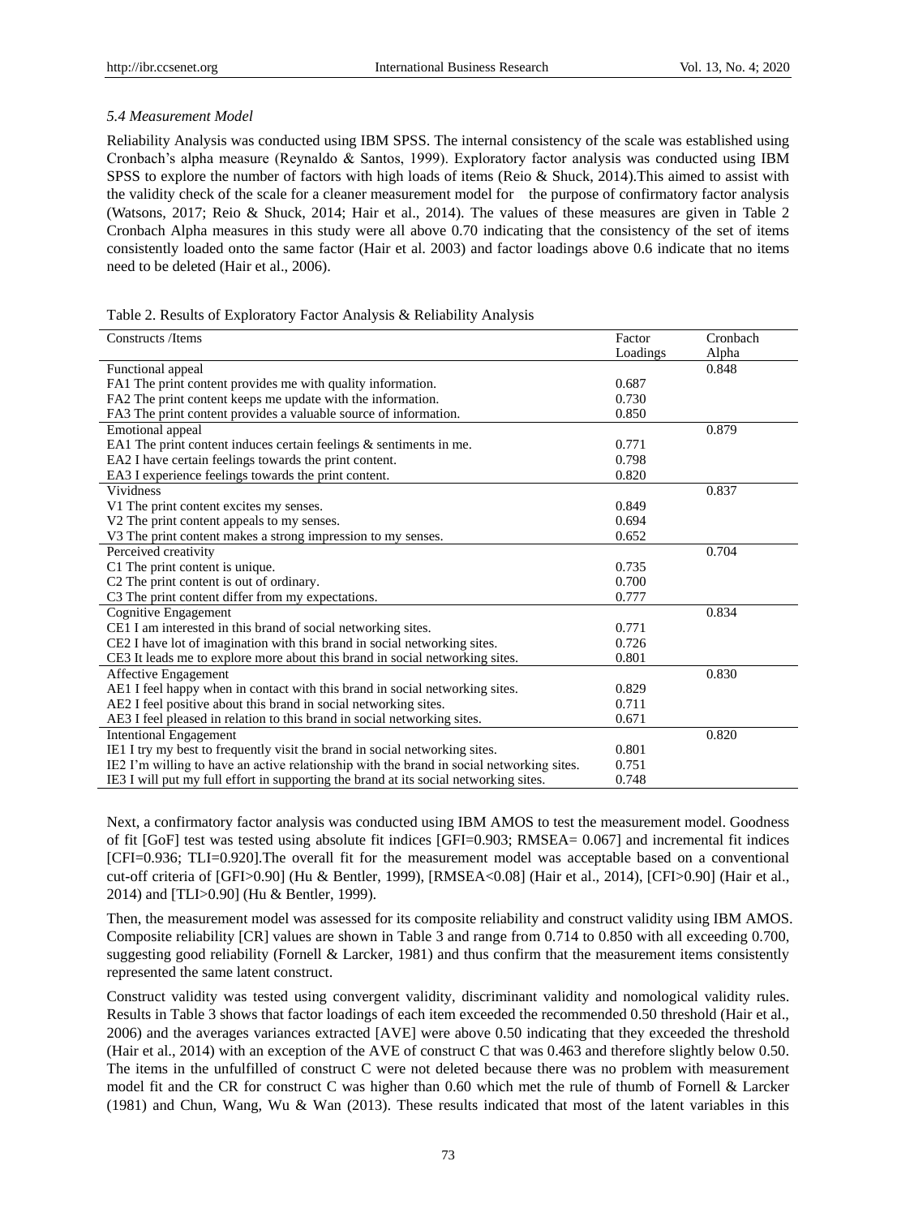### *5.4 Measurement Model*

Reliability Analysis was conducted using IBM SPSS. The internal consistency of the scale was established using Cronbach's alpha measure (Reynaldo & Santos, 1999). Exploratory factor analysis was conducted using IBM SPSS to explore the number of factors with high loads of items (Reio & Shuck, 2014).This aimed to assist with the validity check of the scale for a cleaner measurement model for the purpose of confirmatory factor analysis (Watsons, 2017; Reio & Shuck, 2014; Hair et al., 2014). The values of these measures are given in Table 2 Cronbach Alpha measures in this study were all above 0.70 indicating that the consistency of the set of items consistently loaded onto the same factor (Hair et al. 2003) and factor loadings above 0.6 indicate that no items need to be deleted (Hair et al., 2006).

Table 2. Results of Exploratory Factor Analysis & Reliability Analysis

| Constructs /Items | Factor Loadings | Cronbach Alpha |
|---|---|---|
| Functional appeal | | 0.848 |
| FA1 The print content provides me with quality information. | 0.687 | |
| FA2 The print content keeps me update with the information. | 0.730 | |
| FA3 The print content provides a valuable source of information. | 0.850 | |
| Emotional appeal | | 0.879 |
| EA1 The print content induces certain feelings & sentiments in me. | 0.771 | |
| EA2 I have certain feelings towards the print content. | 0.798 | |
| EA3 I experience feelings towards the print content. | 0.820 | |
| Vividness | | 0.837 |
| V1 The print content excites my senses. | 0.849 | |
| V2 The print content appeals to my senses. | 0.694 | |
| V3 The print content makes a strong impression to my senses. | 0.652 | |
| Perceived creativity | | 0.704 |
| C1 The print content is unique. | 0.735 | |
| C2 The print content is out of ordinary. | 0.700 | |
| C3 The print content differ from my expectations. | 0.777 | |
| Cognitive Engagement | | 0.834 |
| CE1 I am interested in this brand of social networking sites. | 0.771 | |
| CE2 I have lot of imagination with this brand in social networking sites. | 0.726 | |
| CE3 It leads me to explore more about this brand in social networking sites. | 0.801 | |
| Affective Engagement | | 0.830 |
| AE1 I feel happy when in contact with this brand in social networking sites. | 0.829 | |
| AE2 I feel positive about this brand in social networking sites. | 0.711 | |
| AE3 I feel pleased in relation to this brand in social networking sites. | 0.671 | |
| Intentional Engagement | | 0.820 |
| IE1 I try my best to frequently visit the brand in social networking sites. | 0.801 | |
| IE2 I'm willing to have an active relationship with the brand in social networking sites. | 0.751 | |
| IE3 I will put my full effort in supporting the brand at its social networking sites. | 0.748 | |

Next, a confirmatory factor analysis was conducted using IBM AMOS to test the measurement model. Goodness of fit [GoF] test was tested using absolute fit indices [GFI=0.903; RMSEA= 0.067] and incremental fit indices [CFI=0.936; TLI=0.920].The overall fit for the measurement model was acceptable based on a conventional cut-off criteria of [GFI>0.90] (Hu & Bentler, 1999), [RMSEA<0.08] (Hair et al., 2014), [CFI>0.90] (Hair et al., 2014) and [TLI>0.90] (Hu & Bentler, 1999).

Then, the measurement model was assessed for its composite reliability and construct validity using IBM AMOS. Composite reliability [CR] values are shown in Table 3 and range from 0.714 to 0.850 with all exceeding 0.700, suggesting good reliability (Fornell & Larcker, 1981) and thus confirm that the measurement items consistently represented the same latent construct.

Construct validity was tested using convergent validity, discriminant validity and nomological validity rules. Results in Table 3 shows that factor loadings of each item exceeded the recommended 0.50 threshold (Hair et al., 2006) and the averages variances extracted [AVE] were above 0.50 indicating that they exceeded the threshold (Hair et al., 2014) with an exception of the AVE of construct C that was 0.463 and therefore slightly below 0.50. The items in the unfulfilled of construct C were not deleted because there was no problem with measurement model fit and the CR for construct C was higher than 0.60 which met the rule of thumb of Fornell & Larcker (1981) and Chun, Wang, Wu & Wan (2013). These results indicated that most of the latent variables in this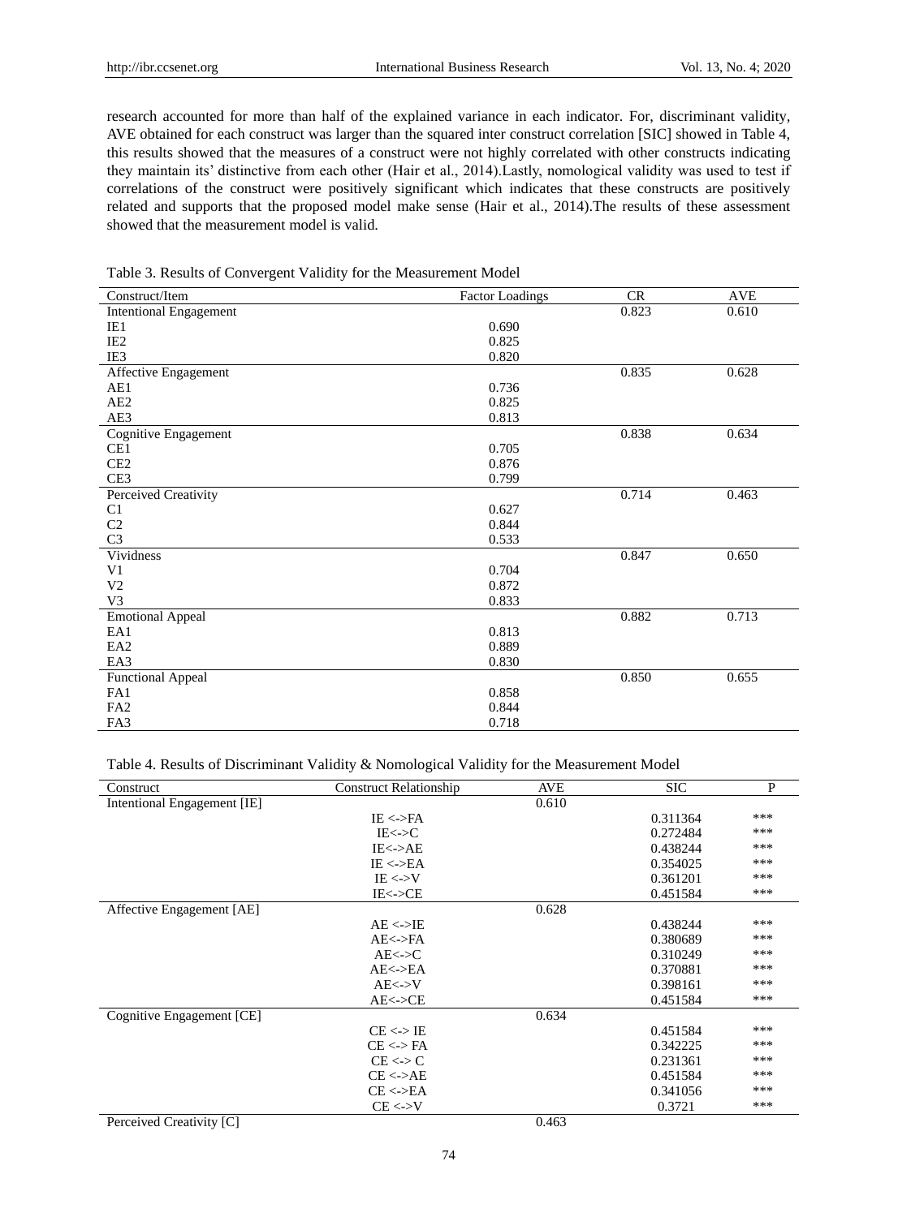research accounted for more than half of the explained variance in each indicator. For, discriminant validity, AVE obtained for each construct was larger than the squared inter construct correlation [SIC] showed in Table 4, this results showed that the measures of a construct were not highly correlated with other constructs indicating they maintain its' distinctive from each other (Hair et al., 2014).Lastly, nomological validity was used to test if correlations of the construct were positively significant which indicates that these constructs are positively related and supports that the proposed model make sense (Hair et al., 2014).The results of these assessment showed that the measurement model is valid.

Table 3. Results of Convergent Validity for the Measurement Model

| Construct/Item | Factor Loadings | CR | AVE |
|---|---|---|---|
| Intentional Engagement | | 0.823 | 0.610 |
| IE1 | 0.690 | | |
| IE2 | 0.825 | | |
| IE3 | 0.820 | | |
| Affective Engagement | | 0.835 | 0.628 |
| AE1 | 0.736 | | |
| AE2 | 0.825 | | |
| AE3 | 0.813 | | |
| Cognitive Engagement | | 0.838 | 0.634 |
| CE1 | 0.705 | | |
| CE2 | 0.876 | | |
| CE3 | 0.799 | | |
| Perceived Creativity | | 0.714 | 0.463 |
| C1 | 0.627 | | |
| C2 | 0.844 | | |
| C3 | 0.533 | | |
| Vividness | | 0.847 | 0.650 |
| V1 | 0.704 | | |
| V2 | 0.872 | | |
| V3 | 0.833 | | |
| Emotional Appeal | | 0.882 | 0.713 |
| EA1 | 0.813 | | |
| EA2 | 0.889 | | |
| EA3 | 0.830 | | |
| Functional Appeal | | 0.850 | 0.655 |
| FA1 | 0.858 | | |
| FA2 | 0.844 | | |
| FA3 | 0.718 | | |

Table 4. Results of Discriminant Validity & Nomological Validity for the Measurement Model

| Construct | Construct Relationship | AVE | SIC | P |
|---|---|---|---|---|
| Intentional Engagement [IE] | | 0.610 | | |
| | IE <->FA | | 0.311364 | *** |
| | IE<->C | | 0.272484 | *** |
| | IE<->AE | | 0.438244 | *** |
| | IE <->EA | | 0.354025 | *** |
| | IE <->V | | 0.361201 | *** |
| | IE<->CE | | 0.451584 | *** |
| Affective Engagement [AE] | | 0.628 | | |
| | AE <->IE | | 0.438244 | *** |
| | AE<->FA | | 0.380689 | *** |
| | AE<->C | | 0.310249 | *** |
| | AE<->EA | | 0.370881 | *** |
| | AE<->V | | 0.398161 | *** |
| | AE<->CE | | 0.451584 | *** |
| Cognitive Engagement [CE] | | 0.634 | | |
| | CE <-> IE | | 0.451584 | *** |
| | CE <-> FA | | 0.342225 | *** |
| | CE <-> C | | 0.231361 | *** |
| | CE <->AE | | 0.451584 | *** |
| | CE <->EA | | 0.341056 | *** |
| | CE <->V | | 0.3721 | *** |
| Perceived Creativity [C] | | 0.463 | | |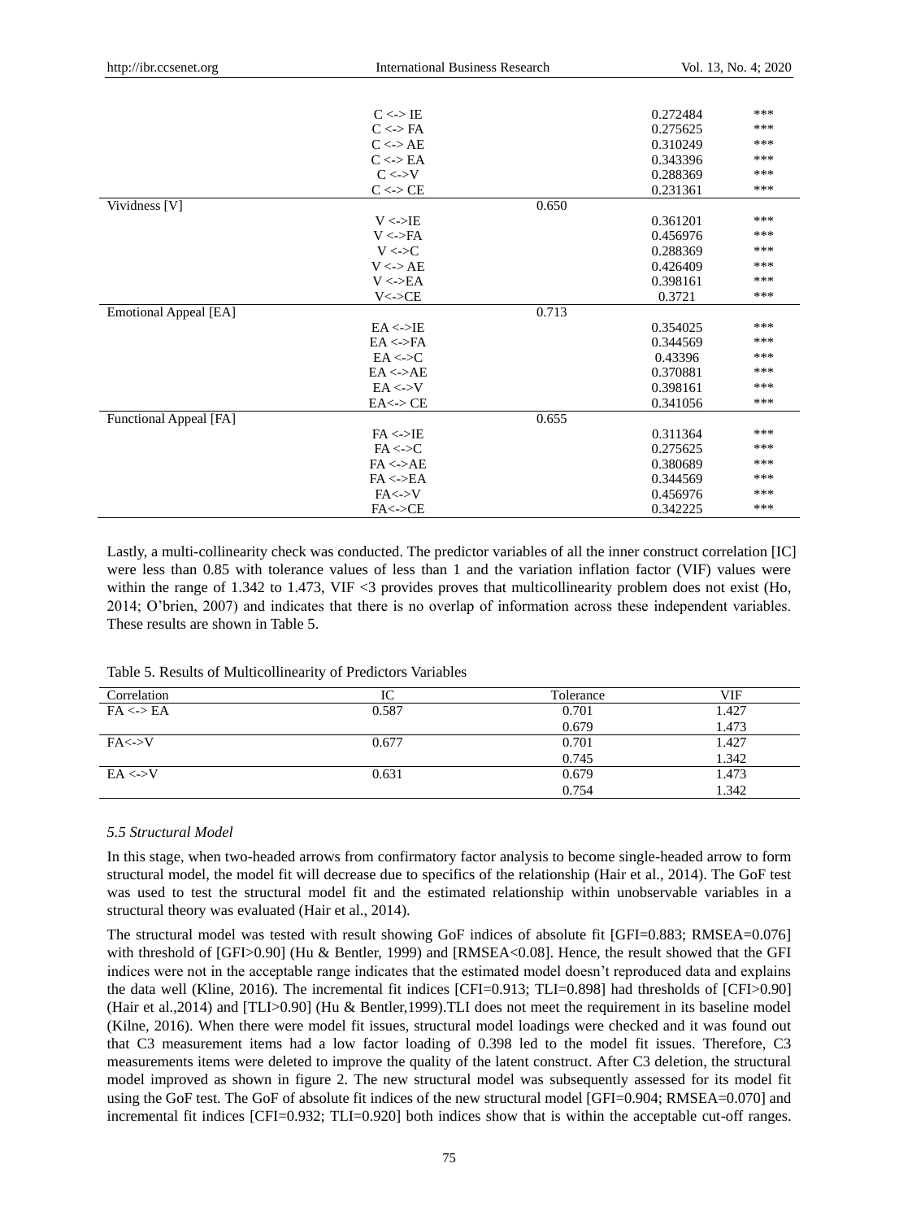| | | | |
|---|---|---|---|
| | C <-> IE | 0.272484 | *** |
| | C <-> FA | 0.275625 | *** |
| | C <-> AE | 0.310249 | *** |
| | C <-> EA | 0.343396 | *** |
| | C <->V | 0.288369 | *** |
| | C <-> CE | 0.231361 | *** |
| Vividness [V] | 0.650 | | |
| | V <->IE | 0.361201 | *** |
| | V <->FA | 0.456976 | *** |
| | V <->C | 0.288369 | *** |
| | V <-> AE | 0.426409 | *** |
| | V <->EA | 0.398161 | *** |
| | V<->CE | 0.3721 | *** |
| Emotional Appeal [EA] | 0.713 | | |
| | EA <->IE | 0.354025 | *** |
| | EA <->FA | 0.344569 | *** |
| | EA <->C | 0.43396 | *** |
| | EA <->AE | 0.370881 | *** |
| | EA <->V | 0.398161 | *** |
| | EA<-> CE | 0.341056 | *** |
| Functional Appeal [FA] | 0.655 | | |
| | FA <->IE | 0.311364 | *** |
| | FA <->C | 0.275625 | *** |
| | FA <->AE | 0.380689 | *** |
| | FA <->EA | 0.344569 | *** |
| | FA<->V | 0.456976 | *** |
| | FA<->CE | 0.342225 | *** |

Lastly, a multi-collinearity check was conducted. The predictor variables of all the inner construct correlation [IC] were less than 0.85 with tolerance values of less than 1 and the variation inflation factor (VIF) values were within the range of 1.342 to 1.473, VIF <3 provides proves that multicollinearity problem does not exist (Ho, 2014; O'brien, 2007) and indicates that there is no overlap of information across these independent variables. These results are shown in Table 5.

Table 5. Results of Multicollinearity of Predictors Variables

| Correlation | IC | Tolerance | VIF |
|---|---|---|---|
| FA <-> EA | 0.587 | 0.701 | 1.427 |
| | | 0.679 | 1.473 |
| FA<->V | 0.677 | 0.701 | 1.427 |
| | | 0.745 | 1.342 |
| EA <->V | 0.631 | 0.679 | 1.473 |
| | | 0.754 | 1.342 |

### *5.5 Structural Model*

In this stage, when two-headed arrows from confirmatory factor analysis to become single-headed arrow to form structural model, the model fit will decrease due to specifics of the relationship (Hair et al., 2014). The GoF test was used to test the structural model fit and the estimated relationship within unobservable variables in a structural theory was evaluated (Hair et al., 2014).

The structural model was tested with result showing GoF indices of absolute fit [GFI=0.883; RMSEA=0.076] with threshold of [GFI>0.90] (Hu & Bentler, 1999) and [RMSEA<0.08]. Hence, the result showed that the GFI indices were not in the acceptable range indicates that the estimated model doesn't reproduced data and explains the data well (Kline, 2016). The incremental fit indices [CFI=0.913; TLI=0.898] had thresholds of [CFI>0.90] (Hair et al.,2014) and [TLI>0.90] (Hu & Bentler,1999).TLI does not meet the requirement in its baseline model (Kilne, 2016). When there were model fit issues, structural model loadings were checked and it was found out that C3 measurement items had a low factor loading of 0.398 led to the model fit issues. Therefore, C3 measurements items were deleted to improve the quality of the latent construct. After C3 deletion, the structural model improved as shown in figure 2. The new structural model was subsequently assessed for its model fit using the GoF test. The GoF of absolute fit indices of the new structural model [GFI=0.904; RMSEA=0.070] and incremental fit indices [CFI=0.932; TLI=0.920] both indices show that is within the acceptable cut-off ranges.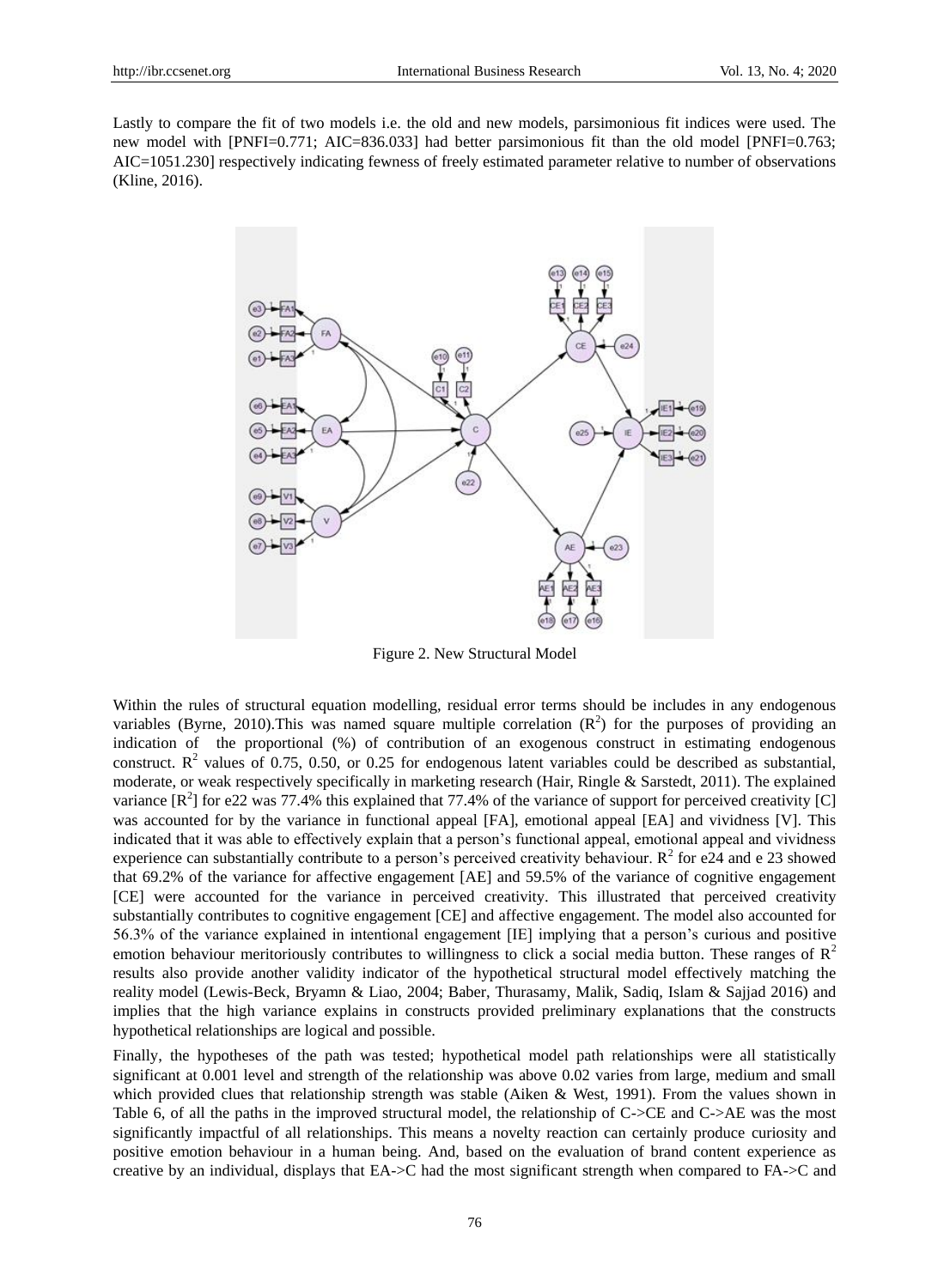Lastly to compare the fit of two models i.e. the old and new models, parsimonious fit indices were used. The new model with [PNFI=0.771; AIC=836.033] had better parsimonious fit than the old model [PNFI=0.763; AIC=1051.230] respectively indicating fewness of freely estimated parameter relative to number of observations (Kline, 2016).

Figure 2. New Structural Model

Within the rules of structural equation modelling, residual error terms should be includes in any endogenous variables (Byrne, 2010).This was named square multiple correlation ($R^2$) for the purposes of providing an indication of the proportional (%) of contribution of an exogenous construct in estimating endogenous construct. $R^2$ values of 0.75, 0.50, or 0.25 for endogenous latent variables could be described as substantial, moderate, or weak respectively specifically in marketing research (Hair, Ringle & Sarstedt, 2011). The explained variance [$R^2$] for e22 was 77.4% this explained that 77.4% of the variance of support for perceived creativity [C] was accounted for by the variance in functional appeal [FA], emotional appeal [EA] and vividness [V]. This indicated that it was able to effectively explain that a person's functional appeal, emotional appeal and vividness experience can substantially contribute to a person's perceived creativity behaviour. $R^2$ for e24 and e 23 showed that 69.2% of the variance for affective engagement [AE] and 59.5% of the variance of cognitive engagement [CE] were accounted for the variance in perceived creativity. This illustrated that perceived creativity substantially contributes to cognitive engagement [CE] and affective engagement. The model also accounted for 56.3% of the variance explained in intentional engagement [IE] implying that a person's curious and positive emotion behaviour meritoriously contributes to willingness to click a social media button. These ranges of $R^2$ results also provide another validity indicator of the hypothetical structural model effectively matching the reality model (Lewis-Beck, Bryamn & Liao, 2004; Baber, Thurasamy, Malik, Sadiq, Islam & Sajjad 2016) and implies that the high variance explains in constructs provided preliminary explanations that the constructs hypothetical relationships are logical and possible.

Finally, the hypotheses of the path was tested; hypothetical model path relationships were all statistically significant at 0.001 level and strength of the relationship was above 0.02 varies from large, medium and small which provided clues that relationship strength was stable (Aiken & West, 1991). From the values shown in Table 6, of all the paths in the improved structural model, the relationship of C->CE and C->AE was the most significantly impactful of all relationships. This means a novelty reaction can certainly produce curiosity and positive emotion behaviour in a human being. And, based on the evaluation of brand content experience as creative by an individual, displays that EA->C had the most significant strength when compared to FA->C and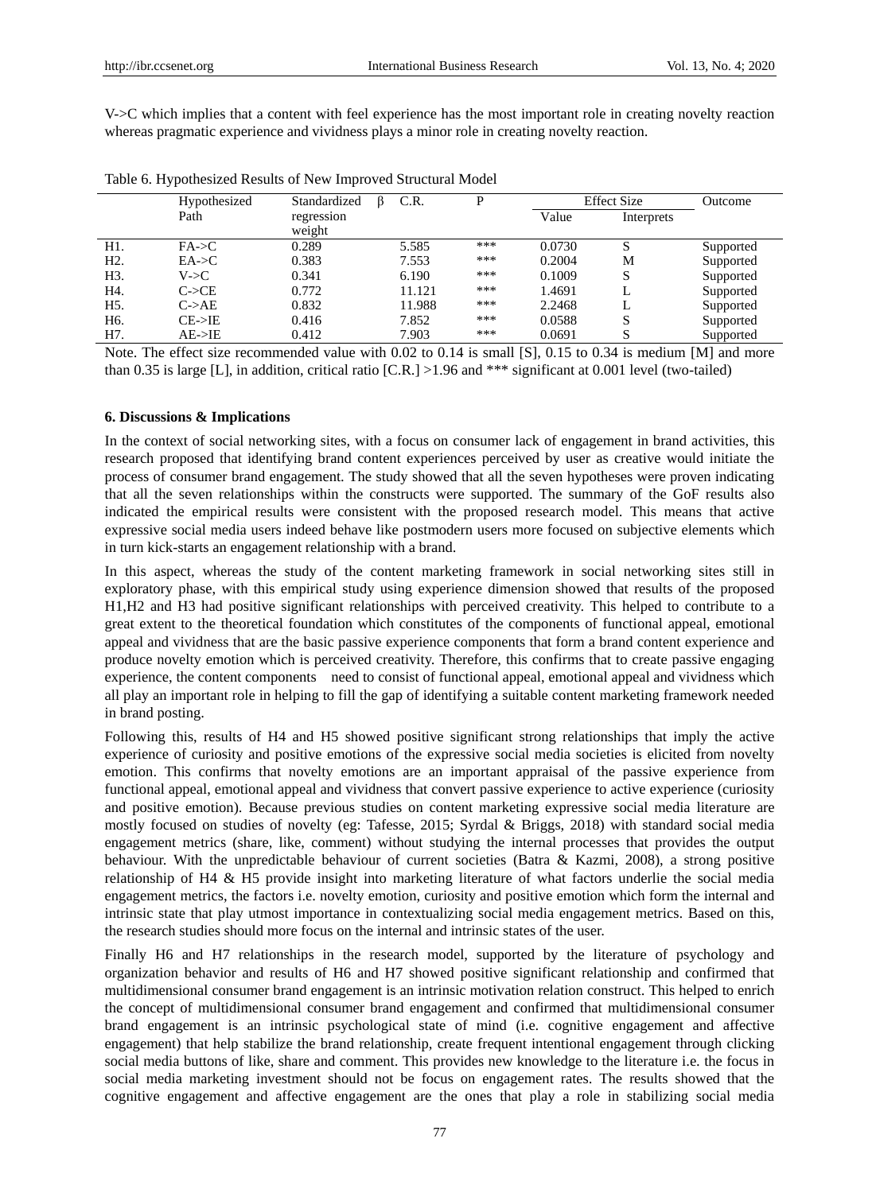V->C which implies that a content with feel experience has the most important role in creating novelty reaction whereas pragmatic experience and vividness plays a minor role in creating novelty reaction.

Table 6. Hypothesized Results of New Improved Structural Model

| | Hypothesized Path | Standardized β regression weight | C.R. | P | Effect Size | | Outcome |
|---|---|---|---|---|---|---|---|
| | | | | | Value | Interprets | |
| H1. | FA->C | 0.289 | 5.585 | *** | 0.0730 | S | Supported |
| H2. | EA->C | 0.383 | 7.553 | *** | 0.2004 | M | Supported |
| H3. | V->C | 0.341 | 6.190 | *** | 0.1009 | S | Supported |
| H4. | C->CE | 0.772 | 11.121 | *** | 1.4691 | L | Supported |
| H5. | C->AE | 0.832 | 11.988 | *** | 2.2468 | L | Supported |
| H6. | CE->IE | 0.416 | 7.852 | *** | 0.0588 | S | Supported |
| H7. | AE->IE | 0.412 | 7.903 | *** | 0.0691 | S | Supported |

Note. The effect size recommended value with 0.02 to 0.14 is small [S], 0.15 to 0.34 is medium [M] and more than 0.35 is large [L], in addition, critical ratio [C.R.] >1.96 and *** significant at 0.001 level (two-tailed)

## 6. Discussions & Implications

In the context of social networking sites, with a focus on consumer lack of engagement in brand activities, this research proposed that identifying brand content experiences perceived by user as creative would initiate the process of consumer brand engagement. The study showed that all the seven hypotheses were proven indicating that all the seven relationships within the constructs were supported. The summary of the GoF results also indicated the empirical results were consistent with the proposed research model. This means that active expressive social media users indeed behave like postmodern users more focused on subjective elements which in turn kick-starts an engagement relationship with a brand.

In this aspect, whereas the study of the content marketing framework in social networking sites still in exploratory phase, with this empirical study using experience dimension showed that results of the proposed H1,H2 and H3 had positive significant relationships with perceived creativity. This helped to contribute to a great extent to the theoretical foundation which constitutes of the components of functional appeal, emotional appeal and vividness that are the basic passive experience components that form a brand content experience and produce novelty emotion which is perceived creativity. Therefore, this confirms that to create passive engaging experience, the content components need to consist of functional appeal, emotional appeal and vividness which all play an important role in helping to fill the gap of identifying a suitable content marketing framework needed in brand posting.

Following this, results of H4 and H5 showed positive significant strong relationships that imply the active experience of curiosity and positive emotions of the expressive social media societies is elicited from novelty emotion. This confirms that novelty emotions are an important appraisal of the passive experience from functional appeal, emotional appeal and vividness that convert passive experience to active experience (curiosity and positive emotion). Because previous studies on content marketing expressive social media literature are mostly focused on studies of novelty (eg: Tafesse, 2015; Syrdal & Briggs, 2018) with standard social media engagement metrics (share, like, comment) without studying the internal processes that provides the output behaviour. With the unpredictable behaviour of current societies (Batra & Kazmi, 2008), a strong positive relationship of H4 & H5 provide insight into marketing literature of what factors underlie the social media engagement metrics, the factors i.e. novelty emotion, curiosity and positive emotion which form the internal and intrinsic state that play utmost importance in contextualizing social media engagement metrics. Based on this, the research studies should more focus on the internal and intrinsic states of the user.

Finally H6 and H7 relationships in the research model, supported by the literature of psychology and organization behavior and results of H6 and H7 showed positive significant relationship and confirmed that multidimensional consumer brand engagement is an intrinsic motivation relation construct. This helped to enrich the concept of multidimensional consumer brand engagement and confirmed that multidimensional consumer brand engagement is an intrinsic psychological state of mind (i.e. cognitive engagement and affective engagement) that help stabilize the brand relationship, create frequent intentional engagement through clicking social media buttons of like, share and comment. This provides new knowledge to the literature i.e. the focus in social media marketing investment should not be focus on engagement rates. The results showed that the cognitive engagement and affective engagement are the ones that play a role in stabilizing social media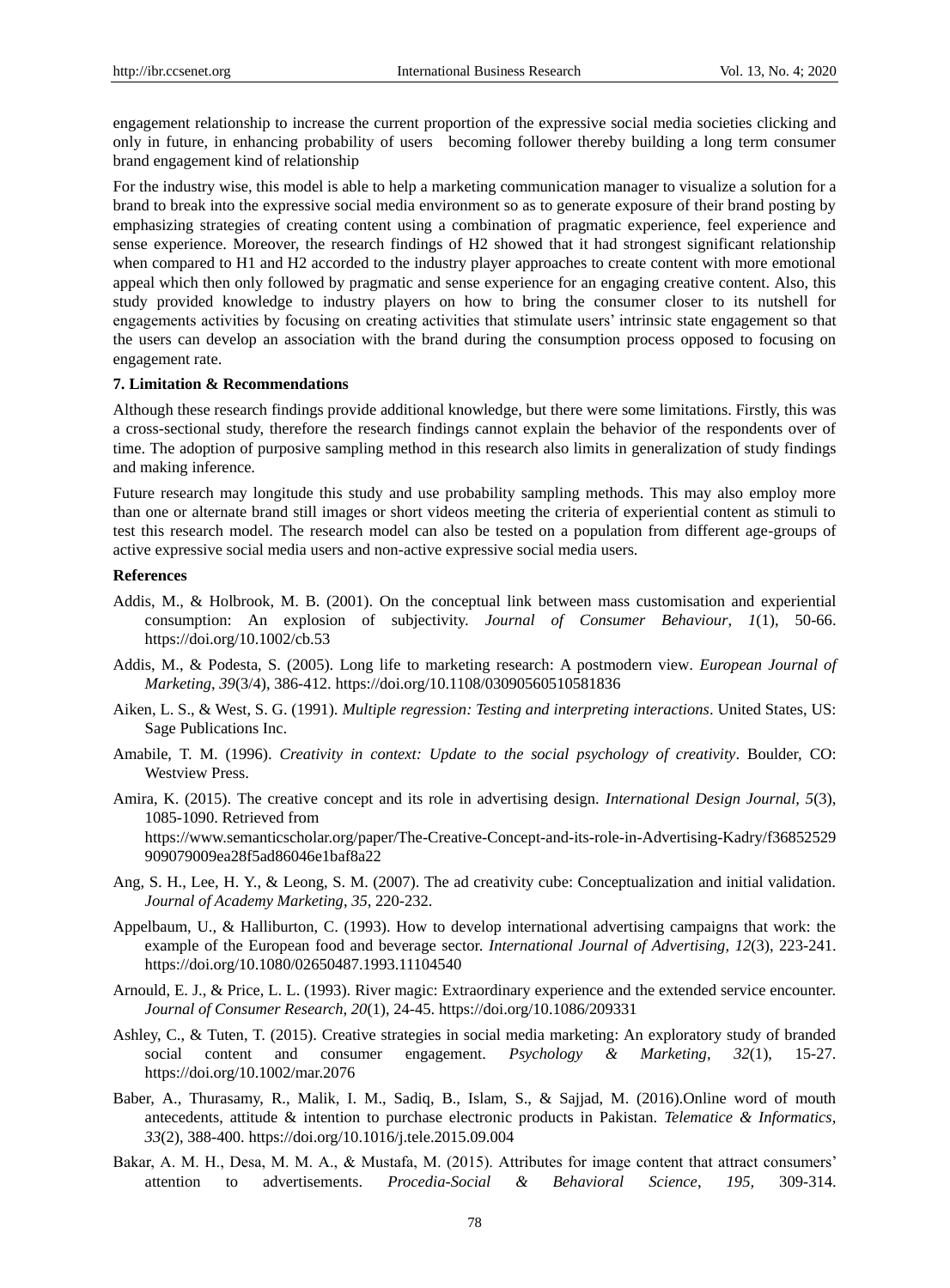engagement relationship to increase the current proportion of the expressive social media societies clicking and only in future, in enhancing probability of users becoming follower thereby building a long term consumer brand engagement kind of relationship

For the industry wise, this model is able to help a marketing communication manager to visualize a solution for a brand to break into the expressive social media environment so as to generate exposure of their brand posting by emphasizing strategies of creating content using a combination of pragmatic experience, feel experience and sense experience. Moreover, the research findings of H2 showed that it had strongest significant relationship when compared to H1 and H2 accorded to the industry player approaches to create content with more emotional appeal which then only followed by pragmatic and sense experience for an engaging creative content. Also, this study provided knowledge to industry players on how to bring the consumer closer to its nutshell for engagements activities by focusing on creating activities that stimulate users' intrinsic state engagement so that the users can develop an association with the brand during the consumption process opposed to focusing on engagement rate.

### 7. Limitation & Recommendations

Although these research findings provide additional knowledge, but there were some limitations. Firstly, this was a cross-sectional study, therefore the research findings cannot explain the behavior of the respondents over of time. The adoption of purposive sampling method in this research also limits in generalization of study findings and making inference.

Future research may longitude this study and use probability sampling methods. This may also employ more than one or alternate brand still images or short videos meeting the criteria of experiential content as stimuli to test this research model. The research model can also be tested on a population from different age-groups of active expressive social media users and non-active expressive social media users.

### References

Addis, M., & Holbrook, M. B. (2001). On the conceptual link between mass customisation and experiential consumption: An explosion of subjectivity. *Journal of Consumer Behaviour*, *1*(1), 50-66. https://doi.org/10.1002/cb.53

Addis, M., & Podesta, S. (2005). Long life to marketing research: A postmodern view. *European Journal of Marketing*, *39*(3/4), 386-412. https://doi.org/10.1108/03090560510581836

Aiken, L. S., & West, S. G. (1991). *Multiple regression: Testing and interpreting interactions*. United States, US: Sage Publications Inc.

Amabile, T. M. (1996). *Creativity in context: Update to the social psychology of creativity*. Boulder, CO: Westview Press.

Amira, K. (2015). The creative concept and its role in advertising design. *International Design Journal, 5*(3), 1085-1090. Retrieved from https://www.semanticscholar.org/paper/The-Creative-Concept-and-its-role-in-Advertising-Kadry/f36852529909079009ea28f5ad86046e1baf8a22

Ang, S. H., Lee, H. Y., & Leong, S. M. (2007). The ad creativity cube: Conceptualization and initial validation. *Journal of Academy Marketing*, *35,* 220-232.

Appelbaum, U., & Halliburton, C. (1993). How to develop international advertising campaigns that work: the example of the European food and beverage sector. *International Journal of Advertising*, *12*(3), 223-241. https://doi.org/10.1080/02650487.1993.11104540

Arnould, E. J., & Price, L. L. (1993). River magic: Extraordinary experience and the extended service encounter. *Journal of Consumer Research*, *20*(1), 24-45. https://doi.org/10.1086/209331

Ashley, C., & Tuten, T. (2015). Creative strategies in social media marketing: An exploratory study of branded social content and consumer engagement. *Psychology & Marketing*, *32*(1), 15-27. https://doi.org/10.1002/mar.2076

Baber, A., Thurasamy, R., Malik, I. M., Sadiq, B., Islam, S., & Sajjad, M. (2016).Online word of mouth antecedents, attitude & intention to purchase electronic products in Pakistan. *Telematice & Informatics*, *33*(2), 388-400. https://doi.org/10.1016/j.tele.2015.09.004

Bakar, A. M. H., Desa, M. M. A., & Mustafa, M. (2015). Attributes for image content that attract consumers' attention to advertisements. *Procedia-Social & Behavioral Science*, *195,* 309-314.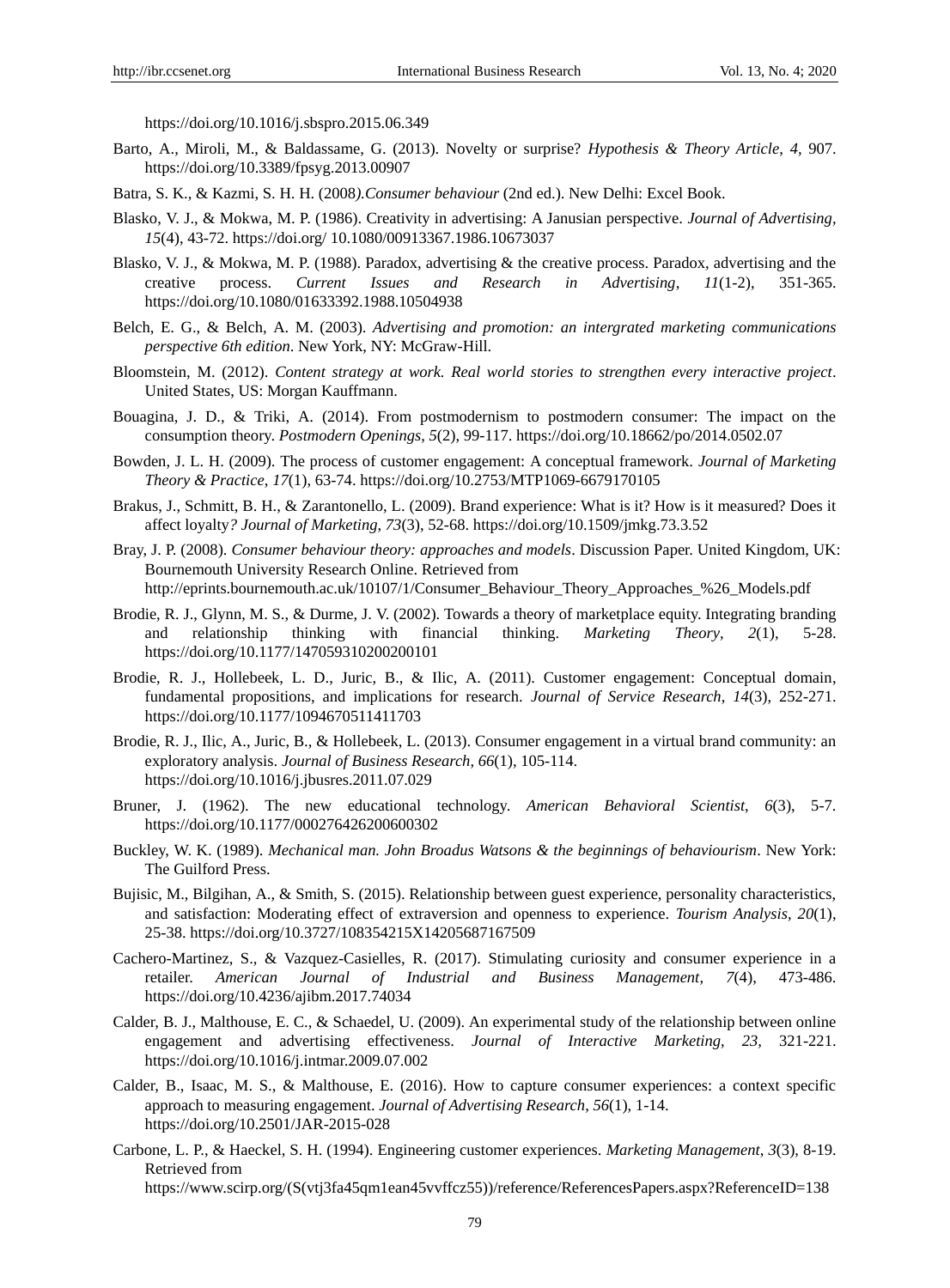https://doi.org/10.1016/j.sbspro.2015.06.349

Barto, A., Miroli, M., & Baldassame, G. (2013). Novelty or surprise? *Hypothesis & Theory Article*, *4*, 907. https://doi.org/10.3389/fpsyg.2013.00907

Batra, S. K., & Kazmi, S. H. H. (2008*).Consumer behaviour* (2nd ed.). New Delhi: Excel Book.

Blasko, V. J., & Mokwa, M. P. (1986). Creativity in advertising: A Janusian perspective. *Journal of Advertising*, *15*(4), 43-72. https://doi.org/ 10.1080/00913367.1986.10673037

Blasko, V. J., & Mokwa, M. P. (1988). Paradox, advertising & the creative process. Paradox, advertising and the creative process. *Current Issues and Research in Advertising*, *11*(1-2), 351-365. https://doi.org/10.1080/01633392.1988.10504938

Belch, E. G., & Belch, A. M. (2003). *Advertising and promotion: an intergrated marketing communications perspective 6th edition*. New York, NY: McGraw-Hill.

Bloomstein, M. (2012). *Content strategy at work. Real world stories to strengthen every interactive project*. United States, US: Morgan Kauffmann.

Bouagina, J. D., & Triki, A. (2014). From postmodernism to postmodern consumer: The impact on the consumption theory. *Postmodern Openings*, *5*(2), 99-117. https://doi.org/10.18662/po/2014.0502.07

Bowden, J. L. H. (2009). The process of customer engagement: A conceptual framework. *Journal of Marketing Theory & Practice*, *17*(1), 63-74. https://doi.org/10.2753/MTP1069-6679170105

Brakus, J., Schmitt, B. H., & Zarantonello, L. (2009). Brand experience: What is it? How is it measured? Does it affect loyalty*? Journal of Marketing*, *73*(3), 52-68. https://doi.org/10.1509/jmkg.73.3.52

Bray, J. P. (2008). *Consumer behaviour theory: approaches and models*. Discussion Paper. United Kingdom, UK: Bournemouth University Research Online. Retrieved from http://eprints.bournemouth.ac.uk/10107/1/Consumer_Behaviour_Theory_Approaches_%26_Models.pdf

Brodie, R. J., Glynn, M. S., & Durme, J. V. (2002). Towards a theory of marketplace equity. Integrating branding and relationship thinking with financial thinking. *Marketing Theory*, *2*(1), 5-28. https://doi.org/10.1177/147059310200200101

Brodie, R. J., Hollebeek, L. D., Juric, B., & Ilic, A. (2011). Customer engagement: Conceptual domain, fundamental propositions, and implications for research. *Journal of Service Research*, *14*(3), 252-271. https://doi.org/10.1177/1094670511411703

Brodie, R. J., Ilic, A., Juric, B., & Hollebeek, L. (2013). Consumer engagement in a virtual brand community: an exploratory analysis. *Journal of Business Research*, *66*(1), 105-114. https://doi.org/10.1016/j.jbusres.2011.07.029

Bruner, J. (1962). The new educational technology. *American Behavioral Scientist*, *6*(3), 5-7. https://doi.org/10.1177/000276426200600302

Buckley, W. K. (1989). *Mechanical man. John Broadus Watsons & the beginnings of behaviourism*. New York: The Guilford Press.

Bujisic, M., Bilgihan, A., & Smith, S. (2015). Relationship between guest experience, personality characteristics, and satisfaction: Moderating effect of extraversion and openness to experience. *Tourism Analysis*, *20*(1), 25-38. https://doi.org/10.3727/108354215X14205687167509

Cachero-Martinez, S., & Vazquez-Casielles, R. (2017). Stimulating curiosity and consumer experience in a retailer. *American Journal of Industrial and Business Management*, *7*(4), 473-486. https://doi.org/10.4236/ajibm.2017.74034

Calder, B. J., Malthouse, E. C., & Schaedel, U. (2009). An experimental study of the relationship between online engagement and advertising effectiveness. *Journal of Interactive Marketing*, *23*, 321-221. https://doi.org/10.1016/j.intmar.2009.07.002

Calder, B., Isaac, M. S., & Malthouse, E. (2016). How to capture consumer experiences: a context specific approach to measuring engagement. *Journal of Advertising Research*, *56*(1), 1-14. https://doi.org/10.2501/JAR-2015-028

Carbone, L. P., & Haeckel, S. H. (1994). Engineering customer experiences. *Marketing Management*, *3*(3), 8-19. Retrieved from https://www.scirp.org/(S(vtj3fa45qm1ean45vvffcz55))/reference/ReferencesPapers.aspx?ReferenceID=138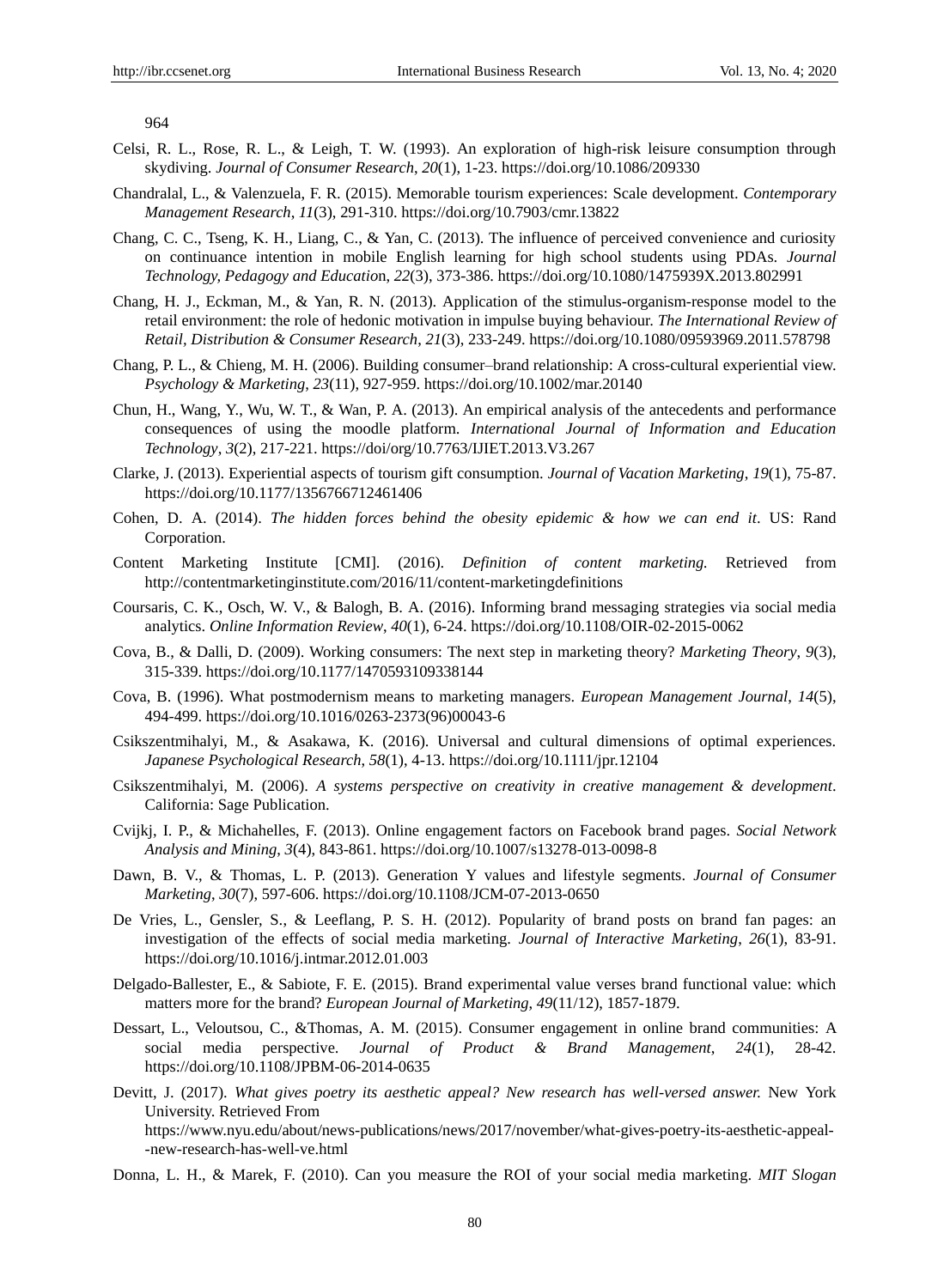964

Celsi, R. L., Rose, R. L., & Leigh, T. W. (1993). An exploration of high-risk leisure consumption through skydiving. *Journal of Consumer Research*, *20*(1), 1-23. https://doi.org/10.1086/209330

Chandralal, L., & Valenzuela, F. R. (2015). Memorable tourism experiences: Scale development. *Contemporary Management Research*, *11*(3), 291-310. https://doi.org/10.7903/cmr.13822

Chang, C. C., Tseng, K. H., Liang, C., & Yan, C. (2013). The influence of perceived convenience and curiosity on continuance intention in mobile English learning for high school students using PDAs. *Journal Technology, Pedagogy and Education*, *22*(3), 373-386. https://doi.org/10.1080/1475939X.2013.802991

Chang, H. J., Eckman, M., & Yan, R. N. (2013). Application of the stimulus-organism-response model to the retail environment: the role of hedonic motivation in impulse buying behaviour. *The International Review of Retail, Distribution & Consumer Research*, *21*(3), 233-249. https://doi.org/10.1080/09593969.2011.578798

Chang, P. L., & Chieng, M. H. (2006). Building consumer–brand relationship: A cross-cultural experiential view. *Psychology & Marketing*, *23*(11), 927-959. https://doi.org/10.1002/mar.20140

Chun, H., Wang, Y., Wu, W. T., & Wan, P. A. (2013). An empirical analysis of the antecedents and performance consequences of using the moodle platform. *International Journal of Information and Education Technology*, *3*(2), 217-221. https://doi/org/10.7763/IJIET.2013.V3.267

Clarke, J. (2013). Experiential aspects of tourism gift consumption. *Journal of Vacation Marketing*, *19*(1), 75-87. https://doi.org/10.1177/1356766712461406

Cohen, D. A. (2014). *The hidden forces behind the obesity epidemic & how we can end it*. US: Rand Corporation.

Content Marketing Institute [CMI]. (2016). *Definition of content marketing.* Retrieved from http://contentmarketinginstitute.com/2016/11/content-marketingdefinitions

Coursaris, C. K., Osch, W. V., & Balogh, B. A. (2016). Informing brand messaging strategies via social media analytics. *Online Information Review*, *40*(1), 6-24. https://doi.org/10.1108/OIR-02-2015-0062

Cova, B., & Dalli, D. (2009). Working consumers: The next step in marketing theory? *Marketing Theory*, *9*(3), 315-339. https://doi.org/10.1177/1470593109338144

Cova, B. (1996). What postmodernism means to marketing managers. *European Management Journal*, *14*(5), 494-499. https://doi.org/10.1016/0263-2373(96)00043-6

Csikszentmihalyi, M., & Asakawa, K. (2016). Universal and cultural dimensions of optimal experiences. *Japanese Psychological Research*, *58*(1), 4-13. https://doi.org/10.1111/jpr.12104

Csikszentmihalyi, M. (2006). *A systems perspective on creativity in creative management & development*. California: Sage Publication.

Cvijkj, I. P., & Michahelles, F. (2013). Online engagement factors on Facebook brand pages. *Social Network Analysis and Mining*, *3*(4), 843-861. https://doi.org/10.1007/s13278-013-0098-8

Dawn, B. V., & Thomas, L. P. (2013). Generation Y values and lifestyle segments. *Journal of Consumer Marketing*, *30*(7), 597-606. https://doi.org/10.1108/JCM-07-2013-0650

De Vries, L., Gensler, S., & Leeflang, P. S. H. (2012). Popularity of brand posts on brand fan pages: an investigation of the effects of social media marketing. *Journal of Interactive Marketing*, *26*(1), 83-91. https://doi.org/10.1016/j.intmar.2012.01.003

Delgado-Ballester, E., & Sabiote, F. E. (2015). Brand experimental value verses brand functional value: which matters more for the brand? *European Journal of Marketing*, *49*(11/12), 1857-1879.

Dessart, L., Veloutsou, C., &Thomas, A. M. (2015). Consumer engagement in online brand communities: A social media perspective. *Journal of Product & Brand Management*, *24*(1), 28-42. https://doi.org/10.1108/JPBM-06-2014-0635

Devitt, J. (2017). *What gives poetry its aesthetic appeal? New research has well-versed answer.* New York University. Retrieved From https://www.nyu.edu/about/news-publications/news/2017/november/what-gives-poetry-its-aesthetic-appeal--new-research-has-well-ve.html

Donna, L. H., & Marek, F. (2010). Can you measure the ROI of your social media marketing. *MIT Slogan*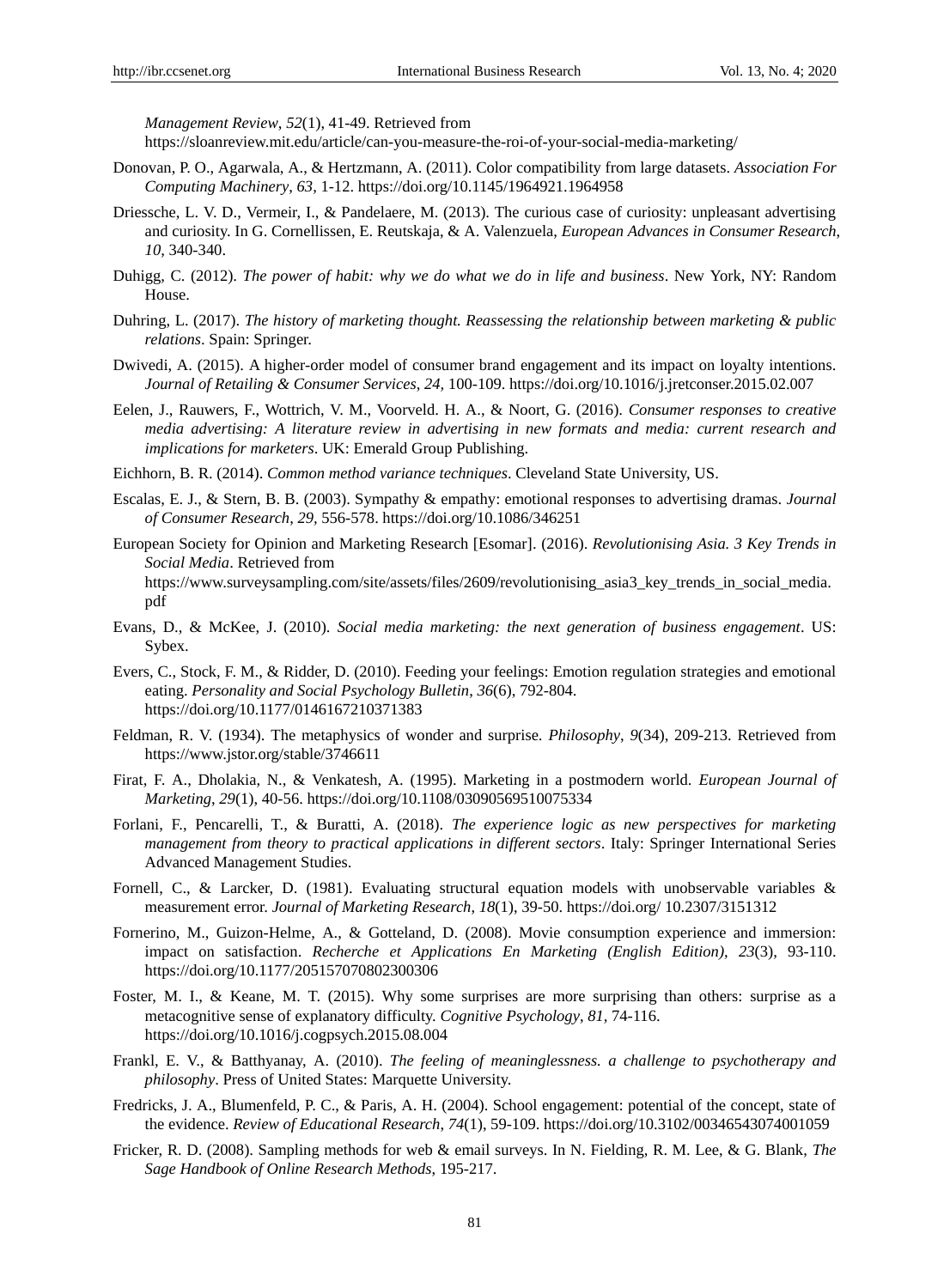*Management Review*, *52*(1), 41-49. Retrieved from https://sloanreview.mit.edu/article/can-you-measure-the-roi-of-your-social-media-marketing/

Donovan, P. O., Agarwala, A., & Hertzmann, A. (2011). Color compatibility from large datasets. *Association For Computing Machinery*, *63,* 1-12. https://doi.org/10.1145/1964921.1964958

Driessche, L. V. D., Vermeir, I., & Pandelaere, M. (2013). The curious case of curiosity: unpleasant advertising and curiosity. In G. Cornellissen, E. Reutskaja, & A. Valenzuela, *European Advances in Consumer Research*, *10,* 340-340.

Duhigg, C. (2012). *The power of habit: why we do what we do in life and business*. New York, NY: Random House.

Duhring, L. (2017). *The history of marketing thought. Reassessing the relationship between marketing & public relations*. Spain: Springer.

Dwivedi, A. (2015). A higher-order model of consumer brand engagement and its impact on loyalty intentions. *Journal of Retailing & Consumer Services*, *24,* 100-109. https://doi.org/10.1016/j.jretconser.2015.02.007

Eelen, J., Rauwers, F., Wottrich, V. M., Voorveld. H. A., & Noort, G. (2016). *Consumer responses to creative media advertising: A literature review in advertising in new formats and media: current research and implications for marketers*. UK: Emerald Group Publishing.

Eichhorn, B. R. (2014). *Common method variance techniques*. Cleveland State University, US.

Escalas, E. J., & Stern, B. B. (2003). Sympathy & empathy: emotional responses to advertising dramas. *Journal of Consumer Research*, *29,* 556-578. https://doi.org/10.1086/346251

European Society for Opinion and Marketing Research [Esomar]. (2016). *Revolutionising Asia. 3 Key Trends in Social Media*. Retrieved from https://www.surveysampling.com/site/assets/files/2609/revolutionising_asia3_key_trends_in_social_media.pdf

Evans, D., & McKee, J. (2010). *Social media marketing: the next generation of business engagement*. US: Sybex.

Evers, C., Stock, F. M., & Ridder, D. (2010). Feeding your feelings: Emotion regulation strategies and emotional eating. *Personality and Social Psychology Bulletin*, *36*(6), 792-804. https://doi.org/10.1177/0146167210371383

Feldman, R. V. (1934). The metaphysics of wonder and surprise. *Philosophy*, *9*(34), 209-213. Retrieved from https://www.jstor.org/stable/3746611

Firat, F. A., Dholakia, N., & Venkatesh, A. (1995). Marketing in a postmodern world. *European Journal of Marketing*, *29*(1), 40-56. https://doi.org/10.1108/03090569510075334

Forlani, F., Pencarelli, T., & Buratti, A. (2018). *The experience logic as new perspectives for marketing management from theory to practical applications in different sectors*. Italy: Springer International Series Advanced Management Studies.

Fornell, C., & Larcker, D. (1981). Evaluating structural equation models with unobservable variables & measurement error. *Journal of Marketing Research*, *18*(1), 39-50. https://doi.org/ 10.2307/3151312

Fornerino, M., Guizon-Helme, A., & Gotteland, D. (2008). Movie consumption experience and immersion: impact on satisfaction. *Recherche et Applications En Marketing (English Edition)*, *23*(3), 93-110. https://doi.org/10.1177/205157070802300306

Foster, M. I., & Keane, M. T. (2015). Why some surprises are more surprising than others: surprise as a metacognitive sense of explanatory difficulty. *Cognitive Psychology*, *81,* 74-116. https://doi.org/10.1016/j.cogpsych.2015.08.004

Frankl, E. V., & Batthyanay, A. (2010). *The feeling of meaninglessness. a challenge to psychotherapy and philosophy*. Press of United States: Marquette University.

Fredricks, J. A., Blumenfeld, P. C., & Paris, A. H. (2004). School engagement: potential of the concept, state of the evidence. *Review of Educational Research*, *74*(1), 59-109. https://doi.org/10.3102/00346543074001059

Fricker, R. D. (2008). Sampling methods for web & email surveys. In N. Fielding, R. M. Lee, & G. Blank, *The Sage Handbook of Online Research Methods*, 195-217.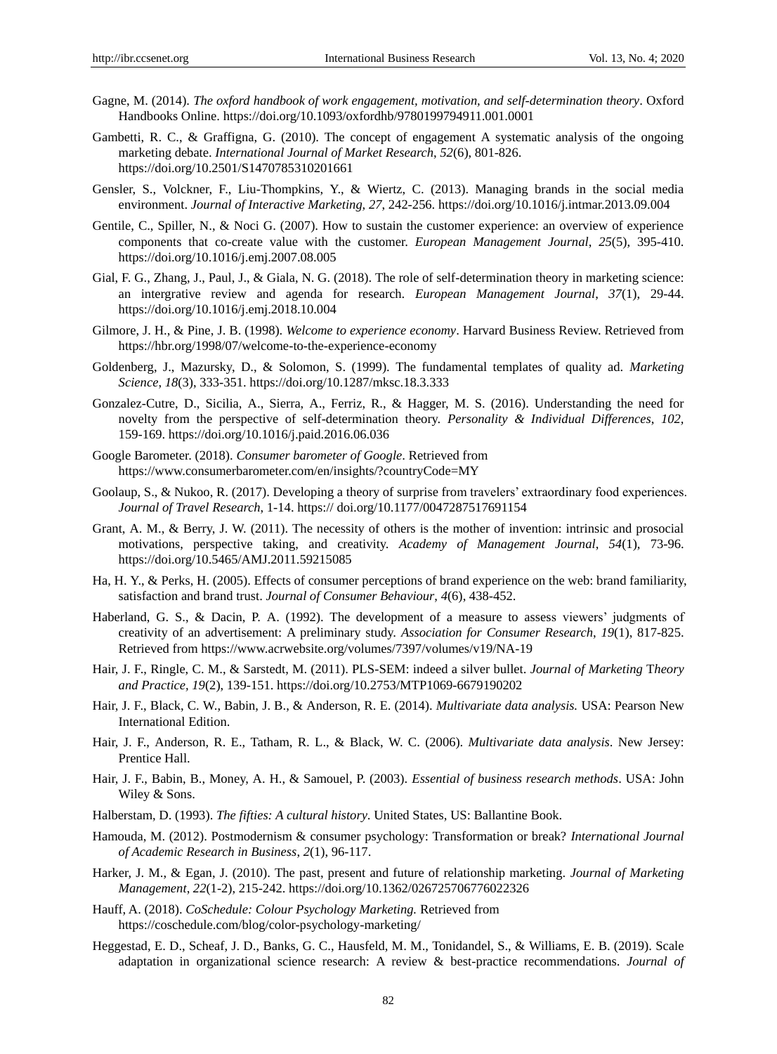Gagne, M. (2014). *The oxford handbook of work engagement, motivation, and self-determination theory*. Oxford Handbooks Online. https://doi.org/10.1093/oxfordhb/9780199794911.001.0001

Gambetti, R. C., & Graffigna, G. (2010). The concept of engagement A systematic analysis of the ongoing marketing debate. *International Journal of Market Research*, *52*(6), 801-826. https://doi.org/10.2501/S1470785310201661

Gensler, S., Volckner, F., Liu-Thompkins, Y., & Wiertz, C. (2013). Managing brands in the social media environment. *Journal of Interactive Marketing, 27*, 242-256. https://doi.org/10.1016/j.intmar.2013.09.004

Gentile, C., Spiller, N., & Noci G. (2007). How to sustain the customer experience: an overview of experience components that co-create value with the customer. *European Management Journal*, *25*(5), 395-410. https://doi.org/10.1016/j.emj.2007.08.005

Gial, F. G., Zhang, J., Paul, J., & Giala, N. G. (2018). The role of self-determination theory in marketing science: an intergrative review and agenda for research. *European Management Journal*, *37*(1), 29-44. https://doi.org/10.1016/j.emj.2018.10.004

Gilmore, J. H., & Pine, J. B. (1998). *Welcome to experience economy*. Harvard Business Review. Retrieved from https://hbr.org/1998/07/welcome-to-the-experience-economy

Goldenberg, J., Mazursky, D., & Solomon, S. (1999). The fundamental templates of quality ad. *Marketing Science*, *18*(3), 333-351. https://doi.org/10.1287/mksc.18.3.333

Gonzalez-Cutre, D., Sicilia, A., Sierra, A., Ferriz, R., & Hagger, M. S. (2016). Understanding the need for novelty from the perspective of self-determination theory. *Personality & Individual Differences*, *102*, 159-169. https://doi.org/10.1016/j.paid.2016.06.036

Google Barometer. (2018). *Consumer barometer of Google*. Retrieved from https://www.consumerbarometer.com/en/insights/?countryCode=MY

Goolaup, S., & Nukoo, R. (2017). Developing a theory of surprise from travelers' extraordinary food experiences. *Journal of Travel Research,* 1-14. https:// doi.org/10.1177/0047287517691154

Grant, A. M., & Berry, J. W. (2011). The necessity of others is the mother of invention: intrinsic and prosocial motivations, perspective taking, and creativity. *Academy of Management Journal*, *54*(1), 73-96. https://doi.org/10.5465/AMJ.2011.59215085

Ha, H. Y., & Perks, H. (2005). Effects of consumer perceptions of brand experience on the web: brand familiarity, satisfaction and brand trust. *Journal of Consumer Behaviour*, *4*(6), 438-452.

Haberland, G. S., & Dacin, P. A. (1992). The development of a measure to assess viewers' judgments of creativity of an advertisement: A preliminary study. *Association for Consumer Research*, *19*(1), 817-825. Retrieved from https://www.acrwebsite.org/volumes/7397/volumes/v19/NA-19

Hair, J. F., Ringle, C. M., & Sarstedt, M. (2011). PLS-SEM: indeed a silver bullet. *Journal of Marketing Theory and Practice, 19*(2), 139-151. https://doi.org/10.2753/MTP1069-6679190202

Hair, J. F., Black, C. W., Babin, J. B., & Anderson, R. E. (2014). *Multivariate data analysis.* USA: Pearson New International Edition.

Hair, J. F., Anderson, R. E., Tatham, R. L., & Black, W. C. (2006). *Multivariate data analysis*. New Jersey: Prentice Hall.

Hair, J. F., Babin, B., Money, A. H., & Samouel, P. (2003). *Essential of business research methods*. USA: John Wiley & Sons.

Halberstam, D. (1993). *The fifties: A cultural history*. United States, US: Ballantine Book.

Hamouda, M. (2012). Postmodernism & consumer psychology: Transformation or break? *International Journal of Academic Research in Business*, *2*(1), 96-117.

Harker, J. M., & Egan, J. (2010). The past, present and future of relationship marketing. *Journal of Marketing Management*, *22*(1-2), 215-242. https://doi.org/10.1362/026725706776022326

Hauff, A. (2018). *CoSchedule: Colour Psychology Marketing.* Retrieved from https://coschedule.com/blog/color-psychology-marketing/

Heggestad, E. D., Scheaf, J. D., Banks, G. C., Hausfeld, M. M., Tonidandel, S., & Williams, E. B. (2019). Scale adaptation in organizational science research: A review & best-practice recommendations. *Journal of*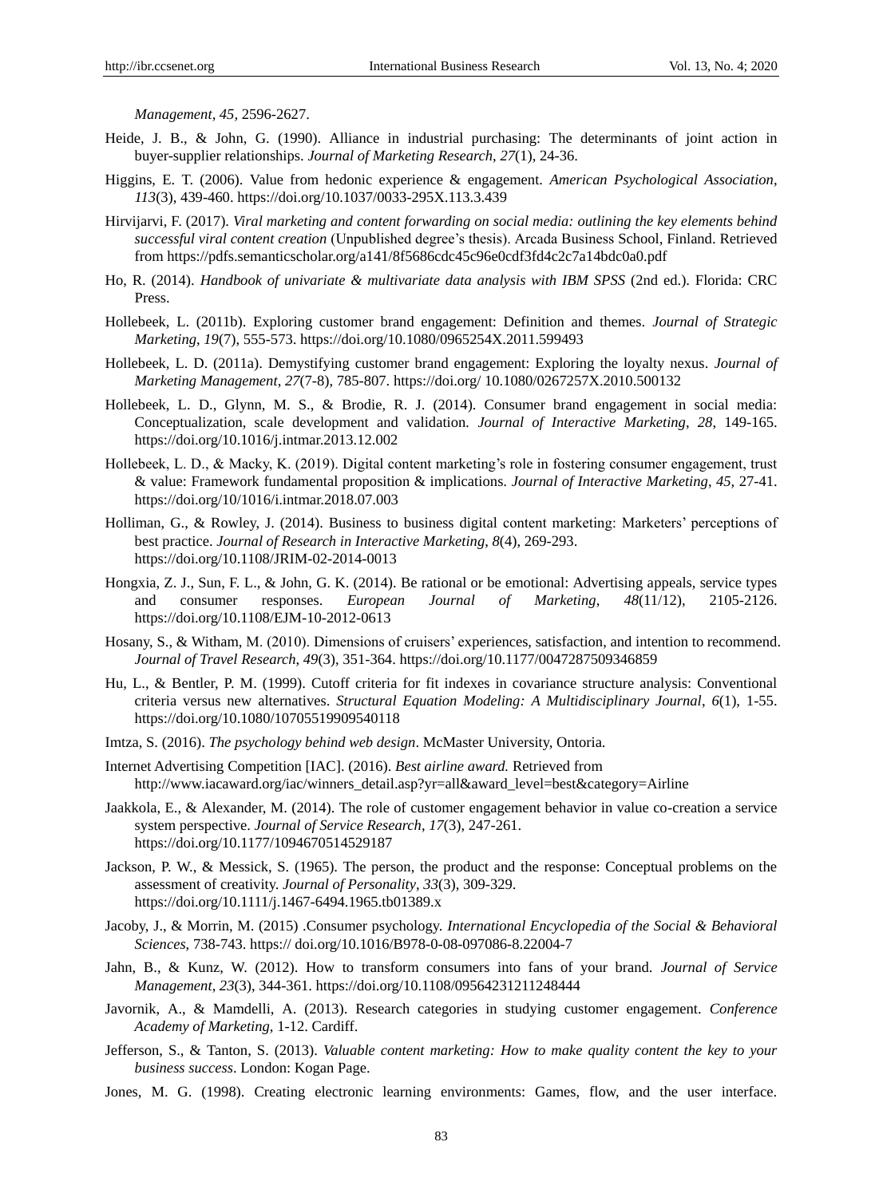*Management*, *45,* 2596-2627.

Heide, J. B., & John, G. (1990). Alliance in industrial purchasing: The determinants of joint action in buyer-supplier relationships. *Journal of Marketing Research*, *27*(1), 24-36.

Higgins, E. T. (2006). Value from hedonic experience & engagement. *American Psychological Association*, *113*(3), 439-460. https://doi.org/10.1037/0033-295X.113.3.439

Hirvijarvi, F. (2017). *Viral marketing and content forwarding on social media: outlining the key elements behind successful viral content creation* (Unpublished degree's thesis). Arcada Business School, Finland. Retrieved from https://pdfs.semanticscholar.org/a141/8f5686cdc45c96e0cdf3fd4c2c7a14bdc0a0.pdf

Ho, R. (2014). *Handbook of univariate & multivariate data analysis with IBM SPSS* (2nd ed.). Florida: CRC Press.

Hollebeek, L. (2011b). Exploring customer brand engagement: Definition and themes. *Journal of Strategic Marketing*, *19*(7), 555-573. https://doi.org/10.1080/0965254X.2011.599493

Hollebeek, L. D. (2011a). Demystifying customer brand engagement: Exploring the loyalty nexus. *Journal of Marketing Management*, *27*(7-8), 785-807. https://doi.org/ 10.1080/0267257X.2010.500132

Hollebeek, L. D., Glynn, M. S., & Brodie, R. J. (2014). Consumer brand engagement in social media: Conceptualization, scale development and validation. *Journal of Interactive Marketing*, *28*, 149-165. https://doi.org/10.1016/j.intmar.2013.12.002

Hollebeek, L. D., & Macky, K. (2019). Digital content marketing's role in fostering consumer engagement, trust & value: Framework fundamental proposition & implications. *Journal of Interactive Marketing*, *45,* 27-41. https://doi.org/10/1016/i.intmar.2018.07.003

Holliman, G., & Rowley, J. (2014). Business to business digital content marketing: Marketers' perceptions of best practice. *Journal of Research in Interactive Marketing*, *8*(4), 269-293. https://doi.org/10.1108/JRIM-02-2014-0013

Hongxia, Z. J., Sun, F. L., & John, G. K. (2014). Be rational or be emotional: Advertising appeals, service types and consumer responses. *European Journal of Marketing*, *48*(11/12), 2105-2126. https://doi.org/10.1108/EJM-10-2012-0613

Hosany, S., & Witham, M. (2010). Dimensions of cruisers' experiences, satisfaction, and intention to recommend. *Journal of Travel Research*, *49*(3), 351-364. https://doi.org/10.1177/0047287509346859

Hu, L., & Bentler, P. M. (1999). Cutoff criteria for fit indexes in covariance structure analysis: Conventional criteria versus new alternatives. *Structural Equation Modeling: A Multidisciplinary Journal*, *6*(1), 1-55. https://doi.org/10.1080/10705519909540118

Imtza, S. (2016). *The psychology behind web design*. McMaster University, Ontoria.

Internet Advertising Competition [IAC]. (2016). *Best airline award.* Retrieved from http://www.iacaward.org/iac/winners_detail.asp?yr=all&award_level=best&category=Airline

Jaakkola, E., & Alexander, M. (2014). The role of customer engagement behavior in value co-creation a service system perspective. *Journal of Service Research*, *17*(3), 247-261. https://doi.org/10.1177/1094670514529187

Jackson, P. W., & Messick, S. (1965). The person, the product and the response: Conceptual problems on the assessment of creativity. *Journal of Personality*, *33*(3), 309-329. https://doi.org/10.1111/j.1467-6494.1965.tb01389.x

Jacoby, J., & Morrin, M. (2015) .Consumer psychology. *International Encyclopedia of the Social & Behavioral Sciences*, 738-743. https:// doi.org/10.1016/B978-0-08-097086-8.22004-7

Jahn, B., & Kunz, W. (2012). How to transform consumers into fans of your brand. *Journal of Service Management*, *23*(3), 344-361. https://doi.org/10.1108/09564231211248444

Javornik, A., & Mamdelli, A. (2013). Research categories in studying customer engagement. *Conference Academy of Marketing*, 1-12. Cardiff.

Jefferson, S., & Tanton, S. (2013). *Valuable content marketing: How to make quality content the key to your business success*. London: Kogan Page.

Jones, M. G. (1998). Creating electronic learning environments: Games, flow, and the user interface.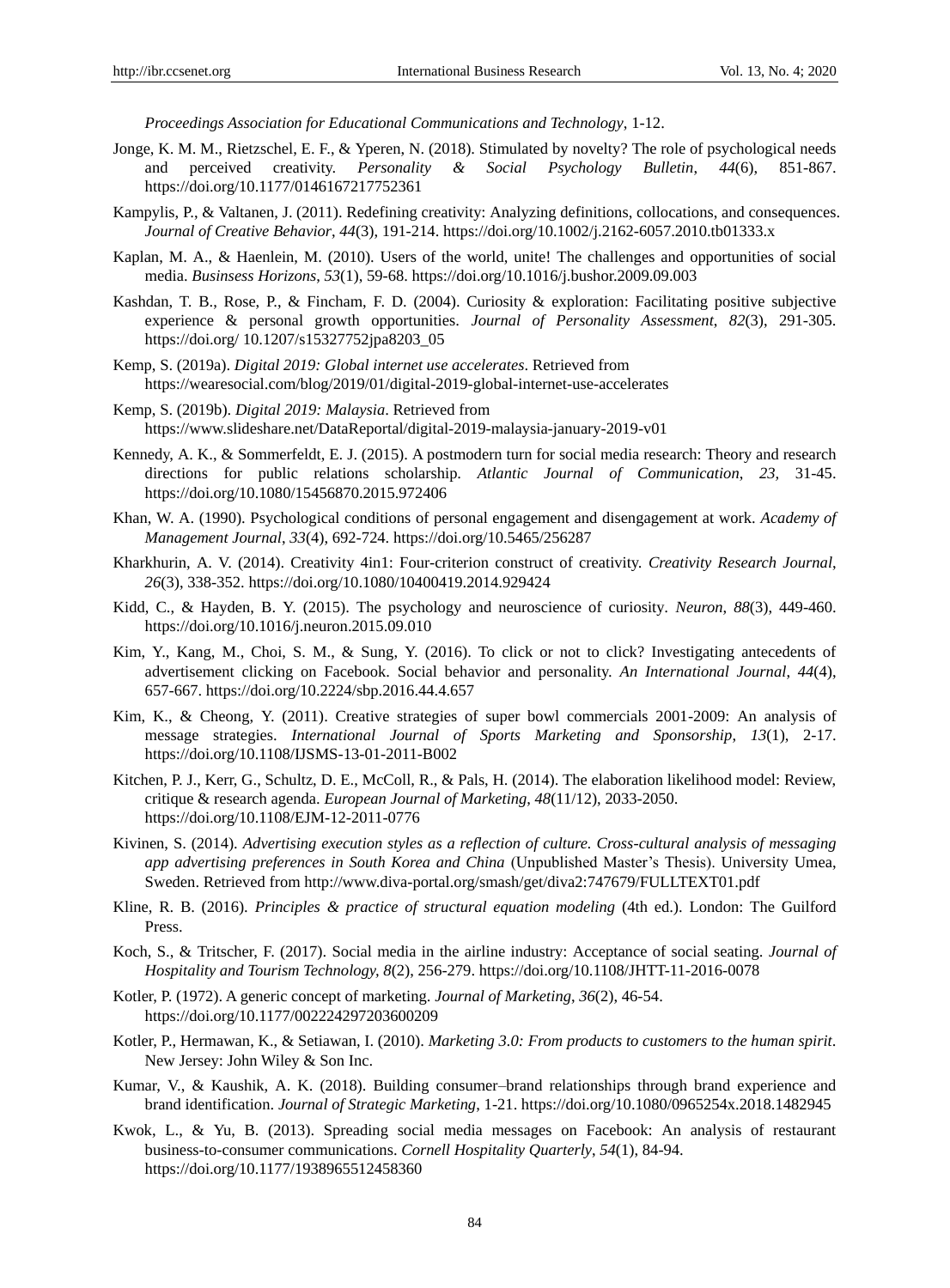*Proceedings Association for Educational Communications and Technology*, 1-12.

Jonge, K. M. M., Rietzschel, E. F., & Yperen, N. (2018). Stimulated by novelty? The role of psychological needs and perceived creativity. *Personality & Social Psychology Bulletin*, *44*(6), 851-867. https://doi.org/10.1177/0146167217752361

Kampylis, P., & Valtanen, J. (2011). Redefining creativity: Analyzing definitions, collocations, and consequences. *Journal of Creative Behavior*, *44*(3), 191-214. https://doi.org/10.1002/j.2162-6057.2010.tb01333.x

Kaplan, M. A., & Haenlein, M. (2010). Users of the world, unite! The challenges and opportunities of social media. *Businsess Horizons*, *53*(1), 59-68. https://doi.org/10.1016/j.bushor.2009.09.003

Kashdan, T. B., Rose, P., & Fincham, F. D. (2004). Curiosity & exploration: Facilitating positive subjective experience & personal growth opportunities. *Journal of Personality Assessment*, *82*(3), 291-305. https://doi.org/ 10.1207/s15327752jpa8203_05

Kemp, S. (2019a). *Digital 2019: Global internet use accelerates*. Retrieved from https://wearesocial.com/blog/2019/01/digital-2019-global-internet-use-accelerates

Kemp, S. (2019b). *Digital 2019: Malaysia*. Retrieved from https://www.slideshare.net/DataReportal/digital-2019-malaysia-january-2019-v01

Kennedy, A. K., & Sommerfeldt, E. J. (2015). A postmodern turn for social media research: Theory and research directions for public relations scholarship. *Atlantic Journal of Communication*, *23*, 31-45. https://doi.org/10.1080/15456870.2015.972406

Khan, W. A. (1990). Psychological conditions of personal engagement and disengagement at work. *Academy of Management Journal*, *33*(4), 692-724. https://doi.org/10.5465/256287

Kharkhurin, A. V. (2014). Creativity 4in1: Four-criterion construct of creativity. *Creativity Research Journal*, *26*(3), 338-352. https://doi.org/10.1080/10400419.2014.929424

Kidd, C., & Hayden, B. Y. (2015). The psychology and neuroscience of curiosity. *Neuron*, *88*(3), 449-460. https://doi.org/10.1016/j.neuron.2015.09.010

Kim, Y., Kang, M., Choi, S. M., & Sung, Y. (2016). To click or not to click? Investigating antecedents of advertisement clicking on Facebook. Social behavior and personality. *An International Journal*, *44*(4), 657-667. https://doi.org/10.2224/sbp.2016.44.4.657

Kim, K., & Cheong, Y. (2011). Creative strategies of super bowl commercials 2001-2009: An analysis of message strategies. *International Journal of Sports Marketing and Sponsorship*, *13*(1), 2-17. https://doi.org/10.1108/IJSMS-13-01-2011-B002

Kitchen, P. J., Kerr, G., Schultz, D. E., McColl, R., & Pals, H. (2014). The elaboration likelihood model: Review, critique & research agenda. *European Journal of Marketing*, *48*(11/12), 2033-2050. https://doi.org/10.1108/EJM-12-2011-0776

Kivinen, S. (2014). *Advertising execution styles as a reflection of culture. Cross-cultural analysis of messaging app advertising preferences in South Korea and China* (Unpublished Master's Thesis). University Umea, Sweden. Retrieved from http://www.diva-portal.org/smash/get/diva2:747679/FULLTEXT01.pdf

Kline, R. B. (2016). *Principles & practice of structural equation modeling* (4th ed.). London: The Guilford Press.

Koch, S., & Tritscher, F. (2017). Social media in the airline industry: Acceptance of social seating. *Journal of Hospitality and Tourism Technology, 8*(2), 256-279. https://doi.org/10.1108/JHTT-11-2016-0078

Kotler, P. (1972). A generic concept of marketing. *Journal of Marketing*, *36*(2), 46-54. https://doi.org/10.1177/002224297203600209

Kotler, P., Hermawan, K., & Setiawan, I. (2010). *Marketing 3.0: From products to customers to the human spirit*. New Jersey: John Wiley & Son Inc.

Kumar, V., & Kaushik, A. K. (2018). Building consumer–brand relationships through brand experience and brand identification. *Journal of Strategic Marketing*, 1-21. https://doi.org/10.1080/0965254x.2018.1482945

Kwok, L., & Yu, B. (2013). Spreading social media messages on Facebook: An analysis of restaurant business-to-consumer communications. *Cornell Hospitality Quarterly*, *54*(1), 84-94. https://doi.org/10.1177/1938965512458360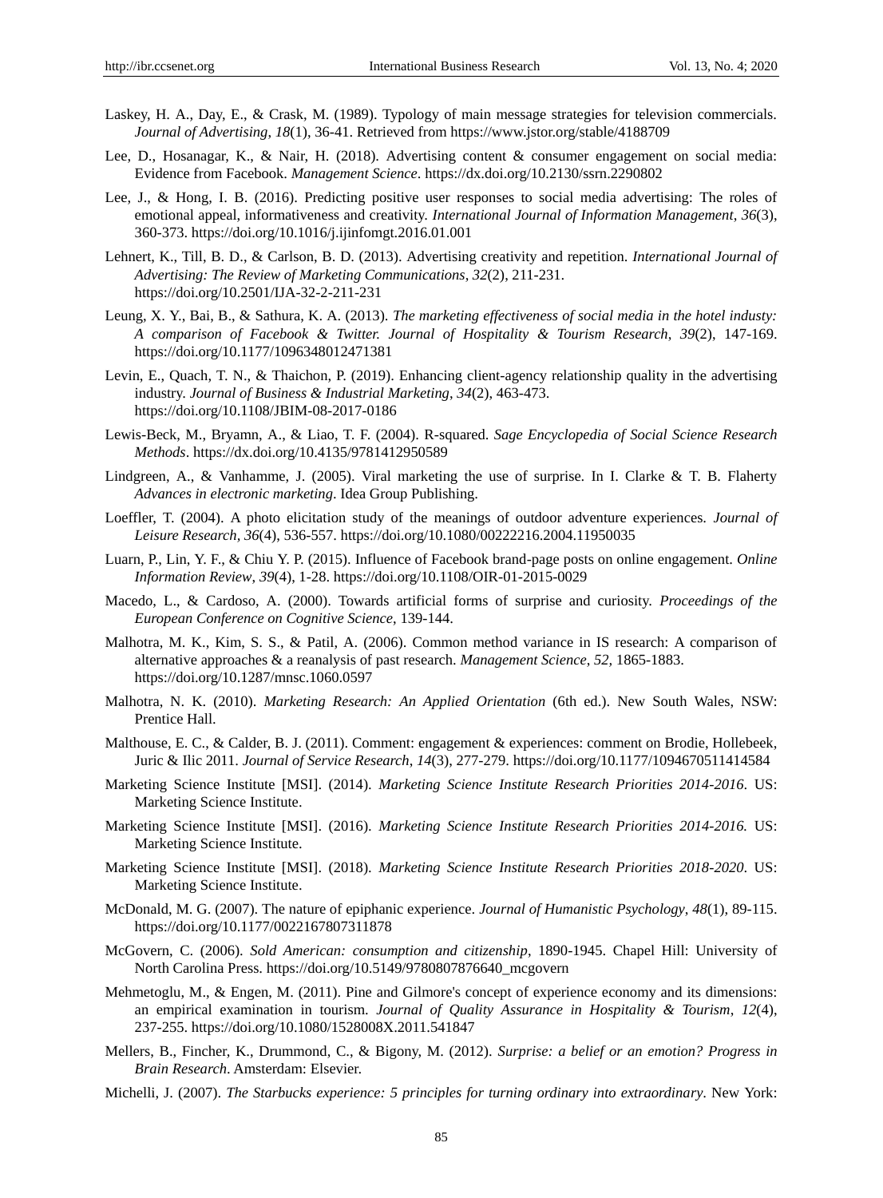Laskey, H. A., Day, E., & Crask, M. (1989). Typology of main message strategies for television commercials. *Journal of Advertising*, *18*(1), 36-41. Retrieved from https://www.jstor.org/stable/4188709

Lee, D., Hosanagar, K., & Nair, H. (2018). Advertising content & consumer engagement on social media: Evidence from Facebook. *Management Science*. https://dx.doi.org/10.2130/ssrn.2290802

Lee, J., & Hong, I. B. (2016). Predicting positive user responses to social media advertising: The roles of emotional appeal, informativeness and creativity. *International Journal of Information Management*, *36*(3), 360-373. https://doi.org/10.1016/j.ijinfomgt.2016.01.001

Lehnert, K., Till, B. D., & Carlson, B. D. (2013). Advertising creativity and repetition. *International Journal of Advertising: The Review of Marketing Communications, 32*(2), 211-231. https://doi.org/10.2501/IJA-32-2-211-231

Leung, X. Y., Bai, B., & Sathura, K. A. (2013). *The marketing effectiveness of social media in the hotel industy: A comparison of Facebook & Twitter. Journal of Hospitality & Tourism Research*, *39*(2), 147-169. https://doi.org/10.1177/1096348012471381

Levin, E., Quach, T. N., & Thaichon, P. (2019). Enhancing client-agency relationship quality in the advertising industry. *Journal of Business & Industrial Marketing*, *34*(2), 463-473. https://doi.org/10.1108/JBIM-08-2017-0186

Lewis-Beck, M., Bryamn, A., & Liao, T. F. (2004). R-squared. *Sage Encyclopedia of Social Science Research Methods*. https://dx.doi.org/10.4135/9781412950589

Lindgreen, A., & Vanhamme, J. (2005). Viral marketing the use of surprise. In I. Clarke & T. B. Flaherty *Advances in electronic marketing*. Idea Group Publishing.

Loeffler, T. (2004). A photo elicitation study of the meanings of outdoor adventure experiences. *Journal of Leisure Research, 36*(4), 536-557. https://doi.org/10.1080/00222216.2004.11950035

Luarn, P., Lin, Y. F., & Chiu Y. P. (2015). Influence of Facebook brand-page posts on online engagement. *Online Information Review*, *39*(4), 1-28. https://doi.org/10.1108/OIR-01-2015-0029

Macedo, L., & Cardoso, A. (2000). Towards artificial forms of surprise and curiosity. *Proceedings of the European Conference on Cognitive Science*, 139-144.

Malhotra, M. K., Kim, S. S., & Patil, A. (2006). Common method variance in IS research: A comparison of alternative approaches & a reanalysis of past research. *Management Science, 52,* 1865-1883. https://doi.org/10.1287/mnsc.1060.0597

Malhotra, N. K. (2010). *Marketing Research: An Applied Orientation* (6th ed.). New South Wales, NSW: Prentice Hall.

Malthouse, E. C., & Calder, B. J. (2011). Comment: engagement & experiences: comment on Brodie, Hollebeek, Juric & Ilic 2011. *Journal of Service Research*, *14*(3), 277-279. https://doi.org/10.1177/1094670511414584

Marketing Science Institute [MSI]. (2014). *Marketing Science Institute Research Priorities 2014-2016*. US: Marketing Science Institute.

Marketing Science Institute [MSI]. (2016). *Marketing Science Institute Research Priorities 2014-2016.* US: Marketing Science Institute.

Marketing Science Institute [MSI]. (2018). *Marketing Science Institute Research Priorities 2018-2020*. US: Marketing Science Institute.

McDonald, M. G. (2007). The nature of epiphanic experience. *Journal of Humanistic Psychology*, *48*(1), 89-115. https://doi.org/10.1177/0022167807311878

McGovern, C. (2006). *Sold American: consumption and citizenship*, 1890-1945. Chapel Hill: University of North Carolina Press. https://doi.org/10.5149/9780807876640_mcgovern

Mehmetoglu, M., & Engen, M. (2011). Pine and Gilmore's concept of experience economy and its dimensions: an empirical examination in tourism. *Journal of Quality Assurance in Hospitality & Tourism*, *12*(4), 237-255. https://doi.org/10.1080/1528008X.2011.541847

Mellers, B., Fincher, K., Drummond, C., & Bigony, M. (2012). *Surprise: a belief or an emotion? Progress in Brain Research*. Amsterdam: Elsevier.

Michelli, J. (2007). *The Starbucks experience: 5 principles for turning ordinary into extraordinary*. New York: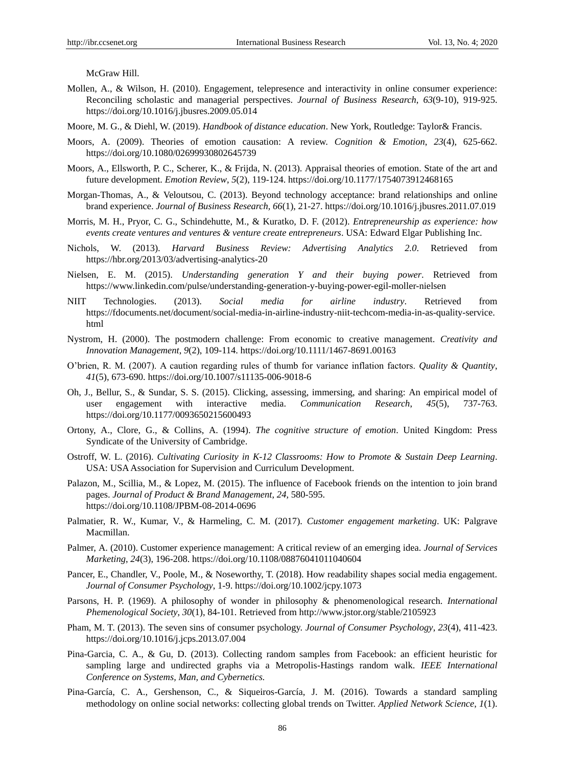McGraw Hill.

Mollen, A., & Wilson, H. (2010). Engagement, telepresence and interactivity in online consumer experience: Reconciling scholastic and managerial perspectives. *Journal of Business Research*, *63*(9-10), 919-925. https://doi.org/10.1016/j.jbusres.2009.05.014

Moore, M. G., & Diehl, W. (2019). *Handbook of distance education*. New York, Routledge: Taylor& Francis.

Moors, A. (2009). Theories of emotion causation: A review. *Cognition & Emotion*, *23*(4), 625-662. https://doi.org/10.1080/02699930802645739

Moors, A., Ellsworth, P. C., Scherer, K., & Frijda, N. (2013). Appraisal theories of emotion. State of the art and future development. *Emotion Review*, *5*(2), 119-124. https://doi.org/10.1177/1754073912468165

Morgan-Thomas, A., & Veloutsou, C. (2013). Beyond technology acceptance: brand relationships and online brand experience. *Journal of Business Research, 66*(1), 21-27. https://doi.org/10.1016/j.jbusres.2011.07.019

Morris, M. H., Pryor, C. G., Schindehutte, M., & Kuratko, D. F. (2012). *Entrepreneurship as experience: how events create ventures and ventures & venture create entrepreneurs*. USA: Edward Elgar Publishing Inc.

Nichols, W. (2013). *Harvard Business Review: Advertising Analytics 2.0*. Retrieved from https://hbr.org/2013/03/advertising-analytics-20

Nielsen, E. M. (2015). *Understanding generation Y and their buying power*. Retrieved from https://www.linkedin.com/pulse/understanding-generation-y-buying-power-egil-moller-nielsen

NIIT Technologies. (2013). *Social media for airline industry*. Retrieved from https://fdocuments.net/document/social-media-in-airline-industry-niit-techcom-media-in-as-quality-service.html

Nystrom, H. (2000). The postmodern challenge: From economic to creative management. *Creativity and Innovation Management*, *9*(2), 109-114. https://doi.org/10.1111/1467-8691.00163

O'brien, R. M. (2007). A caution regarding rules of thumb for variance inflation factors. *Quality & Quantity*, *41*(5), 673-690. https://doi.org/10.1007/s11135-006-9018-6

Oh, J., Bellur, S., & Sundar, S. S. (2015). Clicking, assessing, immersing, and sharing: An empirical model of user engagement with interactive media. *Communication Research*, *45*(5), 737-763. https://doi.org/10.1177/0093650215600493

Ortony, A., Clore, G., & Collins, A. (1994). *The cognitive structure of emotion*. United Kingdom: Press Syndicate of the University of Cambridge.

Ostroff, W. L. (2016). *Cultivating Curiosity in K-12 Classrooms: How to Promote & Sustain Deep Learning*. USA: USA Association for Supervision and Curriculum Development.

Palazon, M., Scillia, M., & Lopez, M. (2015). The influence of Facebook friends on the intention to join brand pages. *Journal of Product & Brand Management*, *24,* 580-595. https://doi.org/10.1108/JPBM-08-2014-0696

Palmatier, R. W., Kumar, V., & Harmeling, C. M. (2017). *Customer engagement marketing*. UK: Palgrave Macmillan.

Palmer, A. (2010). Customer experience management: A critical review of an emerging idea. *Journal of Services Marketing*, *24*(3), 196-208. https://doi.org/10.1108/08876041011040604

Pancer, E., Chandler, V., Poole, M., & Noseworthy, T. (2018). How readability shapes social media engagement. *Journal of Consumer Psychology*, 1-9. https://doi.org/10.1002/jcpy.1073

Parsons, H. P. (1969). A philosophy of wonder in philosophy & phenomenological research. *International Phemenological Society*, *30*(1), 84-101. Retrieved from http://www.jstor.org/stable/2105923

Pham, M. T. (2013). The seven sins of consumer psychology. *Journal of Consumer Psychology*, *23*(4), 411-423. https://doi.org/10.1016/j.jcps.2013.07.004

Pina-Garcia, C. A., & Gu, D. (2013). Collecting random samples from Facebook: an efficient heuristic for sampling large and undirected graphs via a Metropolis-Hastings random walk. *IEEE International Conference on Systems, Man, and Cybernetics.*

Pina-García, C. A., Gershenson, C., & Siqueiros-García, J. M. (2016). Towards a standard sampling methodology on online social networks: collecting global trends on Twitter. *Applied Network Science*, *1*(1).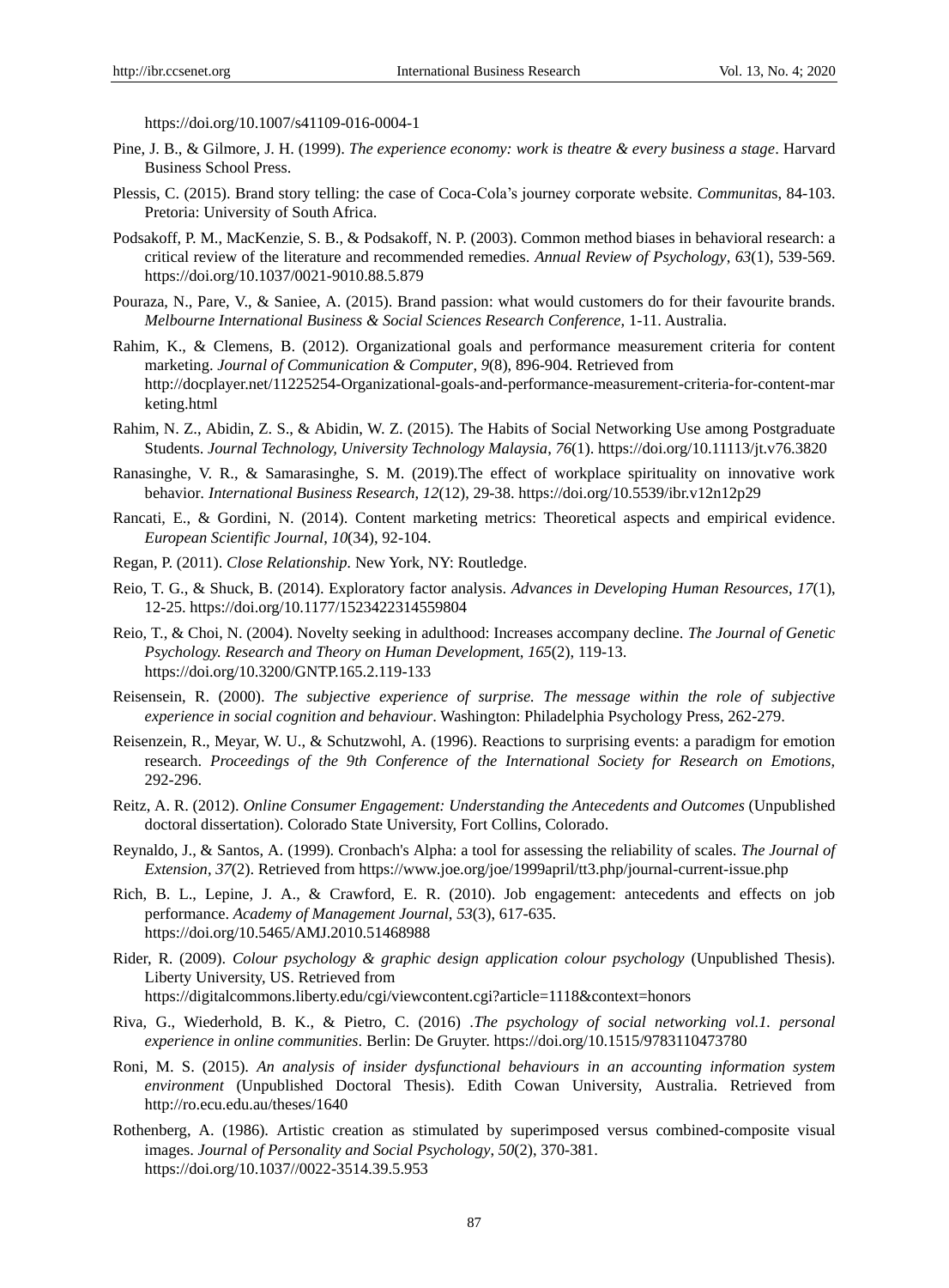https://doi.org/10.1007/s41109-016-0004-1

Pine, J. B., & Gilmore, J. H. (1999). *The experience economy: work is theatre & every business a stage*. Harvard Business School Press.

Plessis, C. (2015). Brand story telling: the case of Coca-Cola's journey corporate website. *Communitas*, 84-103. Pretoria: University of South Africa.

Podsakoff, P. M., MacKenzie, S. B., & Podsakoff, N. P. (2003). Common method biases in behavioral research: a critical review of the literature and recommended remedies. *Annual Review of Psychology*, *63*(1), 539-569. https://doi.org/10.1037/0021-9010.88.5.879

Pouraza, N., Pare, V., & Saniee, A. (2015). Brand passion: what would customers do for their favourite brands. *Melbourne International Business & Social Sciences Research Conference*, 1-11. Australia.

Rahim, K., & Clemens, B. (2012). Organizational goals and performance measurement criteria for content marketing. *Journal of Communication & Computer*, *9*(8), 896-904. Retrieved from http://docplayer.net/11225254-Organizational-goals-and-performance-measurement-criteria-for-content-marketing.html

Rahim, N. Z., Abidin, Z. S., & Abidin, W. Z. (2015). The Habits of Social Networking Use among Postgraduate Students. *Journal Technology, University Technology Malaysia*, *76*(1). https://doi.org/10.11113/jt.v76.3820

Ranasinghe, V. R., & Samarasinghe, S. M. (2019).The effect of workplace spirituality on innovative work behavior. *International Business Research*, *12*(12), 29-38. https://doi.org/10.5539/ibr.v12n12p29

Rancati, E., & Gordini, N. (2014). Content marketing metrics: Theoretical aspects and empirical evidence. *European Scientific Journal*, *10*(34), 92-104.

Regan, P. (2011). *Close Relationship*. New York, NY: Routledge.

Reio, T. G., & Shuck, B. (2014). Exploratory factor analysis. *Advances in Developing Human Resources*, *17*(1), 12-25. https://doi.org/10.1177/1523422314559804

Reio, T., & Choi, N. (2004). Novelty seeking in adulthood: Increases accompany decline. *The Journal of Genetic Psychology. Research and Theory on Human Development*, *165*(2), 119-13. https://doi.org/10.3200/GNTP.165.2.119-133

Reisensein, R. (2000). *The subjective experience of surprise. The message within the role of subjective experience in social cognition and behaviour*. Washington: Philadelphia Psychology Press, 262-279.

Reisenzein, R., Meyar, W. U., & Schutzwohl, A. (1996). Reactions to surprising events: a paradigm for emotion research. *Proceedings of the 9th Conference of the International Society for Research on Emotions,* 292-296.

Reitz, A. R. (2012). *Online Consumer Engagement: Understanding the Antecedents and Outcomes* (Unpublished doctoral dissertation). Colorado State University, Fort Collins, Colorado.

Reynaldo, J., & Santos, A. (1999). Cronbach's Alpha: a tool for assessing the reliability of scales. *The Journal of Extension*, *37*(2). Retrieved from https://www.joe.org/joe/1999april/tt3.php/journal-current-issue.php

Rich, B. L., Lepine, J. A., & Crawford, E. R. (2010). Job engagement: antecedents and effects on job performance. *Academy of Management Journal*, *53*(3), 617-635. https://doi.org/10.5465/AMJ.2010.51468988

Rider, R. (2009). *Colour psychology & graphic design application colour psychology* (Unpublished Thesis). Liberty University, US. Retrieved from https://digitalcommons.liberty.edu/cgi/viewcontent.cgi?article=1118&context=honors

Riva, G., Wiederhold, B. K., & Pietro, C. (2016) .*The psychology of social networking vol.1. personal experience in online communities*. Berlin: De Gruyter. https://doi.org/10.1515/9783110473780

Roni, M. S. (2015). *An analysis of insider dysfunctional behaviours in an accounting information system environment* (Unpublished Doctoral Thesis). Edith Cowan University, Australia. Retrieved from http://ro.ecu.edu.au/theses/1640

Rothenberg, A. (1986). Artistic creation as stimulated by superimposed versus combined-composite visual images. *Journal of Personality and Social Psychology*, *50*(2), 370-381. https://doi.org/10.1037//0022-3514.39.5.953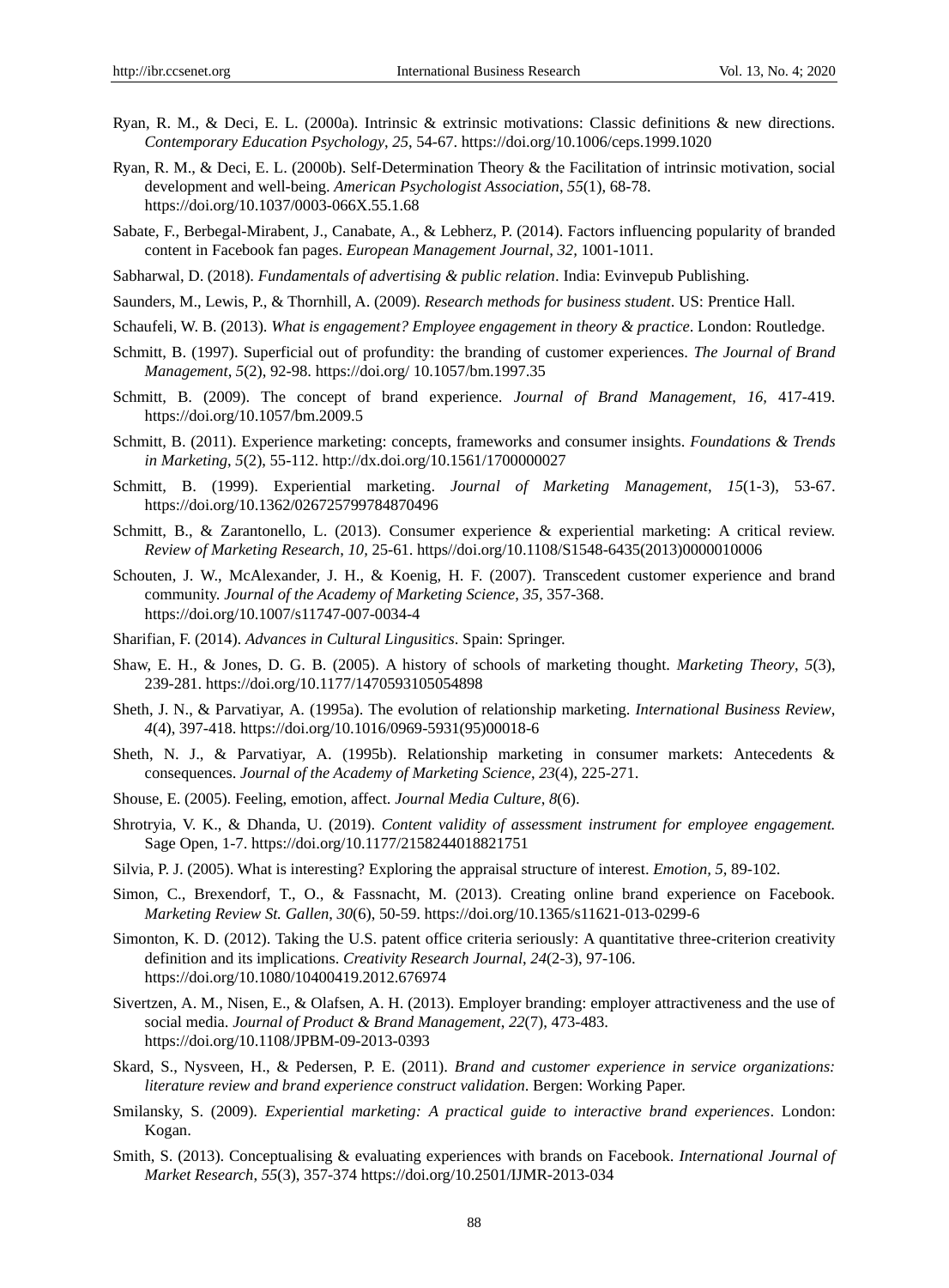Ryan, R. M., & Deci, E. L. (2000a). Intrinsic & extrinsic motivations: Classic definitions & new directions. *Contemporary Education Psychology*, *25*, 54-67. https://doi.org/10.1006/ceps.1999.1020

Ryan, R. M., & Deci, E. L. (2000b). Self-Determination Theory & the Facilitation of intrinsic motivation, social development and well-being. *American Psychologist Association*, *55*(1), 68-78. https://doi.org/10.1037/0003-066X.55.1.68

Sabate, F., Berbegal-Mirabent, J., Canabate, A., & Lebherz, P. (2014). Factors influencing popularity of branded content in Facebook fan pages. *European Management Journal*, *32*, 1001-1011.

Sabharwal, D. (2018). *Fundamentals of advertising & public relation*. India: Evinvepub Publishing.

Saunders, M., Lewis, P., & Thornhill, A. (2009). *Research methods for business student*. US: Prentice Hall.

Schaufeli, W. B. (2013). *What is engagement? Employee engagement in theory & practice*. London: Routledge.

Schmitt, B. (1997). Superficial out of profundity: the branding of customer experiences. *The Journal of Brand Management*, *5*(2), 92-98. https://doi.org/ 10.1057/bm.1997.35

Schmitt, B. (2009). The concept of brand experience. *Journal of Brand Management, 16,* 417-419. https://doi.org/10.1057/bm.2009.5

Schmitt, B. (2011). Experience marketing: concepts, frameworks and consumer insights. *Foundations & Trends in Marketing*, *5*(2), 55-112. http://dx.doi.org/10.1561/1700000027

Schmitt, B. (1999). Experiential marketing. *Journal of Marketing Management*, *15*(1-3), 53-67. https://doi.org/10.1362/026725799784870496

Schmitt, B., & Zarantonello, L. (2013). Consumer experience & experiential marketing: A critical review. *Review of Marketing Research*, *10,* 25-61. https//doi.org/10.1108/S1548-6435(2013)0000010006

Schouten, J. W., McAlexander, J. H., & Koenig, H. F. (2007). Transcedent customer experience and brand community. *Journal of the Academy of Marketing Science*, *35,* 357-368. https://doi.org/10.1007/s11747-007-0034-4

Sharifian, F. (2014). *Advances in Cultural Lingusitics*. Spain: Springer.

Shaw, E. H., & Jones, D. G. B. (2005). A history of schools of marketing thought. *Marketing Theory*, *5*(3), 239-281. https://doi.org/10.1177/1470593105054898

Sheth, J. N., & Parvatiyar, A. (1995a). The evolution of relationship marketing. *International Business Review*, *4*(4), 397-418. https://doi.org/10.1016/0969-5931(95)00018-6

Sheth, N. J., & Parvatiyar, A. (1995b). Relationship marketing in consumer markets: Antecedents & consequences. *Journal of the Academy of Marketing Science*, *23*(4), 225-271.

Shouse, E. (2005). Feeling, emotion, affect. *Journal Media Culture*, *8*(6).

Shrotryia, V. K., & Dhanda, U. (2019). *Content validity of assessment instrument for employee engagement.* Sage Open, 1-7. https://doi.org/10.1177/2158244018821751

Silvia, P. J. (2005). What is interesting? Exploring the appraisal structure of interest. *Emotion, 5,* 89-102.

Simon, C., Brexendorf, T., O., & Fassnacht, M. (2013). Creating online brand experience on Facebook. *Marketing Review St. Gallen*, *30*(6), 50-59. https://doi.org/10.1365/s11621-013-0299-6

Simonton, K. D. (2012). Taking the U.S. patent office criteria seriously: A quantitative three-criterion creativity definition and its implications. *Creativity Research Journal*, *24*(2-3), 97-106. https://doi.org/10.1080/10400419.2012.676974

Sivertzen, A. M., Nisen, E., & Olafsen, A. H. (2013). Employer branding: employer attractiveness and the use of social media. *Journal of Product & Brand Management*, *22*(7), 473-483. https://doi.org/10.1108/JPBM-09-2013-0393

Skard, S., Nysveen, H., & Pedersen, P. E. (2011). *Brand and customer experience in service organizations: literature review and brand experience construct validation*. Bergen: Working Paper.

Smilansky, S. (2009). *Experiential marketing: A practical guide to interactive brand experiences*. London: Kogan.

Smith, S. (2013). Conceptualising & evaluating experiences with brands on Facebook. *International Journal of Market Research*, *55*(3), 357-374 https://doi.org/10.2501/IJMR-2013-034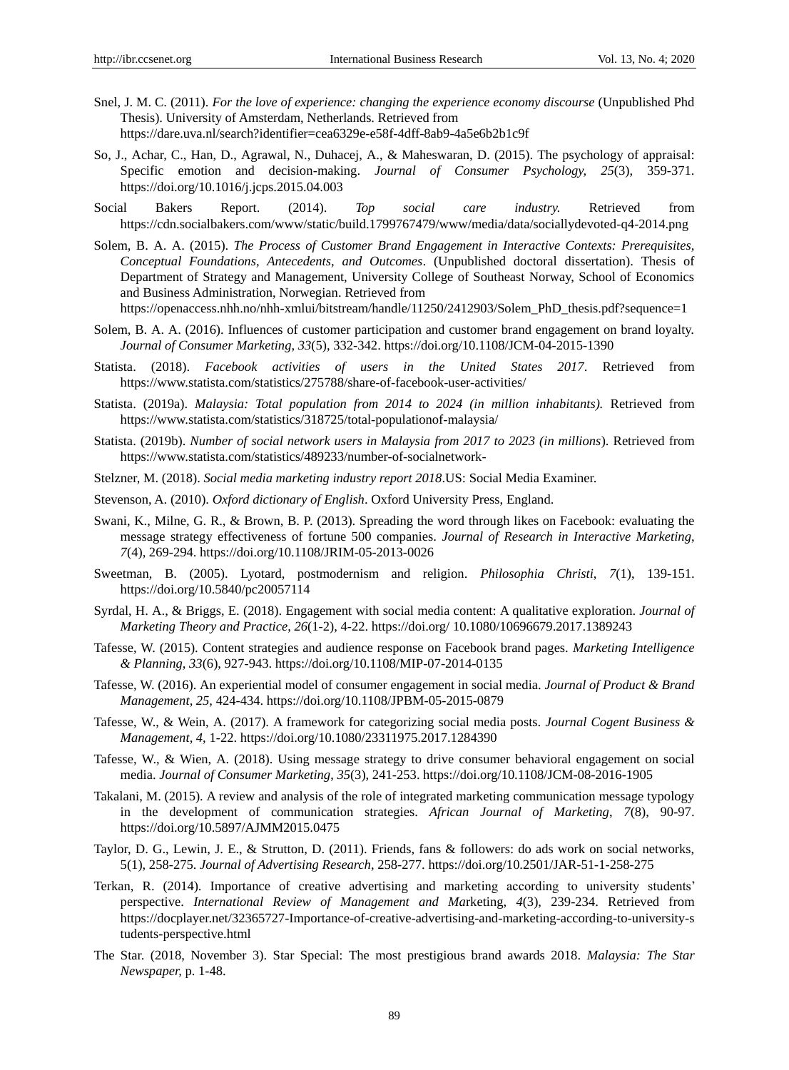Snel, J. M. C. (2011). *For the love of experience: changing the experience economy discourse* (Unpublished Phd Thesis). University of Amsterdam, Netherlands. Retrieved from https://dare.uva.nl/search?identifier=cea6329e-e58f-4dff-8ab9-4a5e6b2b1c9f

So, J., Achar, C., Han, D., Agrawal, N., Duhacej, A., & Maheswaran, D. (2015). The psychology of appraisal: Specific emotion and decision-making. *Journal of Consumer Psychology, 25*(3), 359-371. https://doi.org/10.1016/j.jcps.2015.04.003

Social Bakers Report. (2014). *Top social care industry.* Retrieved from https://cdn.socialbakers.com/www/static/build.1799767479/www/media/data/sociallydevoted-q4-2014.png

Solem, B. A. A. (2015). *The Process of Customer Brand Engagement in Interactive Contexts: Prerequisites, Conceptual Foundations, Antecedents, and Outcomes*. (Unpublished doctoral dissertation). Thesis of Department of Strategy and Management, University College of Southeast Norway, School of Economics and Business Administration, Norwegian. Retrieved from https://openaccess.nhh.no/nhh-xmlui/bitstream/handle/11250/2412903/Solem_PhD_thesis.pdf?sequence=1

Solem, B. A. A. (2016). Influences of customer participation and customer brand engagement on brand loyalty. *Journal of Consumer Marketing*, *33*(5), 332-342. https://doi.org/10.1108/JCM-04-2015-1390

Statista. (2018). *Facebook activities of users in the United States 2017*. Retrieved from https://www.statista.com/statistics/275788/share-of-facebook-user-activities/

Statista. (2019a). *Malaysia: Total population from 2014 to 2024 (in million inhabitants).* Retrieved from https://www.statista.com/statistics/318725/total-populationof-malaysia/

Statista. (2019b). *Number of social network users in Malaysia from 2017 to 2023 (in millions*). Retrieved from https://www.statista.com/statistics/489233/number-of-socialnetwork-

Stelzner, M. (2018). *Social media marketing industry report 2018*.US: Social Media Examiner.

Stevenson, A. (2010). *Oxford dictionary of English*. Oxford University Press, England.

Swani, K., Milne, G. R., & Brown, B. P. (2013). Spreading the word through likes on Facebook: evaluating the message strategy effectiveness of fortune 500 companies. *Journal of Research in Interactive Marketing*, *7*(4), 269-294. https://doi.org/10.1108/JRIM-05-2013-0026

Sweetman, B. (2005). Lyotard, postmodernism and religion. *Philosophia Christi*, *7*(1), 139-151. https://doi.org/10.5840/pc20057114

Syrdal, H. A., & Briggs, E. (2018). Engagement with social media content: A qualitative exploration. *Journal of Marketing Theory and Practice*, *26*(1-2), 4-22. https://doi.org/ 10.1080/10696679.2017.1389243

Tafesse, W. (2015). Content strategies and audience response on Facebook brand pages. *Marketing Intelligence & Planning*, *33*(6), 927-943. https://doi.org/10.1108/MIP-07-2014-0135

Tafesse, W. (2016). An experiential model of consumer engagement in social media. *Journal of Product & Brand Management*, *25,* 424-434. https://doi.org/10.1108/JPBM-05-2015-0879

Tafesse, W., & Wein, A. (2017). A framework for categorizing social media posts. *Journal Cogent Business & Management*, *4*, 1-22. https://doi.org/10.1080/23311975.2017.1284390

Tafesse, W., & Wien, A. (2018). Using message strategy to drive consumer behavioral engagement on social media. *Journal of Consumer Marketing*, *35*(3), 241-253. https://doi.org/10.1108/JCM-08-2016-1905

Takalani, M. (2015). A review and analysis of the role of integrated marketing communication message typology in the development of communication strategies. *African Journal of Marketing*, *7*(8), 90-97. https://doi.org/10.5897/AJMM2015.0475

Taylor, D. G., Lewin, J. E., & Strutton, D. (2011). Friends, fans & followers: do ads work on social networks, 5(1), 258-275. *Journal of Advertising Research*, 258-277. https://doi.org/10.2501/JAR-51-1-258-275

Terkan, R. (2014). Importance of creative advertising and marketing according to university students' perspective. *International Review of Management and Mar*keting, *4*(3), 239-234. Retrieved from https://docplayer.net/32365727-Importance-of-creative-advertising-and-marketing-according-to-university-students-perspective.html

The Star. (2018, November 3). Star Special: The most prestigious brand awards 2018. *Malaysia: The Star Newspaper,* p. 1-48.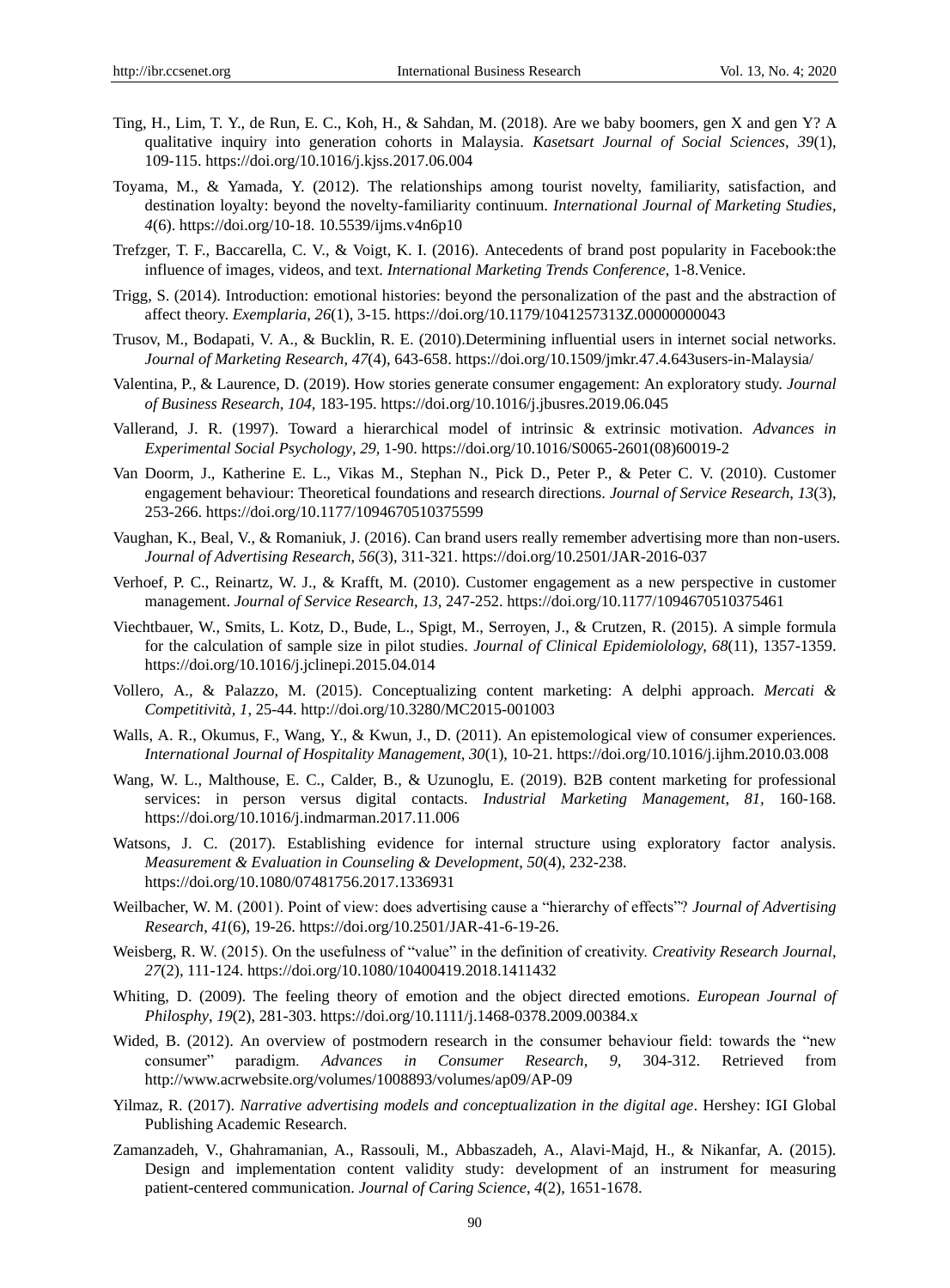Ting, H., Lim, T. Y., de Run, E. C., Koh, H., & Sahdan, M. (2018). Are we baby boomers, gen X and gen Y? A qualitative inquiry into generation cohorts in Malaysia. *Kasetsart Journal of Social Sciences*, *39*(1), 109-115. https://doi.org/10.1016/j.kjss.2017.06.004

Toyama, M., & Yamada, Y. (2012). The relationships among tourist novelty, familiarity, satisfaction, and destination loyalty: beyond the novelty-familiarity continuum. *International Journal of Marketing Studies*, *4*(6). https://doi.org/10-18. 10.5539/ijms.v4n6p10

Trefzger, T. F., Baccarella, C. V., & Voigt, K. I. (2016). Antecedents of brand post popularity in Facebook:the influence of images, videos, and text. *International Marketing Trends Conference*, 1-8.Venice.

Trigg, S. (2014). Introduction: emotional histories: beyond the personalization of the past and the abstraction of affect theory. *Exemplaria*, *26*(1), 3-15. https://doi.org/10.1179/1041257313Z.00000000043

Trusov, M., Bodapati, V. A., & Bucklin, R. E. (2010).Determining influential users in internet social networks. *Journal of Marketing Research*, *47*(4), 643-658. https://doi.org/10.1509/jmkr.47.4.643users-in-Malaysia/

Valentina, P., & Laurence, D. (2019). How stories generate consumer engagement: An exploratory study. *Journal of Business Research*, *104*, 183-195. https://doi.org/10.1016/j.jbusres.2019.06.045

Vallerand, J. R. (1997). Toward a hierarchical model of intrinsic & extrinsic motivation. *Advances in Experimental Social Psychology*, *29*, 1-90. https://doi.org/10.1016/S0065-2601(08)60019-2

Van Doorm, J., Katherine E. L., Vikas M., Stephan N., Pick D., Peter P., & Peter C. V. (2010). Customer engagement behaviour: Theoretical foundations and research directions. *Journal of Service Research*, *13*(3), 253-266. https://doi.org/10.1177/1094670510375599

Vaughan, K., Beal, V., & Romaniuk, J. (2016). Can brand users really remember advertising more than non-users. *Journal of Advertising Research*, *56*(3), 311-321. https://doi.org/10.2501/JAR-2016-037

Verhoef, P. C., Reinartz, W. J., & Krafft, M. (2010). Customer engagement as a new perspective in customer management. *Journal of Service Research*, *13*, 247-252. https://doi.org/10.1177/1094670510375461

Viechtbauer, W., Smits, L. Kotz, D., Bude, L., Spigt, M., Serroyen, J., & Crutzen, R. (2015). A simple formula for the calculation of sample size in pilot studies. *Journal of Clinical Epidemiolology, 68*(11), 1357-1359. https://doi.org/10.1016/j.jclinepi.2015.04.014

Vollero, A., & Palazzo, M. (2015). Conceptualizing content marketing: A delphi approach. *Mercati & Competitività*, *1*, 25-44. http://doi.org/10.3280/MC2015-001003

Walls, A. R., Okumus, F., Wang, Y., & Kwun, J., D. (2011). An epistemological view of consumer experiences. *International Journal of Hospitality Management*, *30*(1), 10-21. https://doi.org/10.1016/j.ijhm.2010.03.008

Wang, W. L., Malthouse, E. C., Calder, B., & Uzunoglu, E. (2019). B2B content marketing for professional services: in person versus digital contacts. *Industrial Marketing Management*, *81*, 160-168. https://doi.org/10.1016/j.indmarman.2017.11.006

Watsons, J. C. (2017). Establishing evidence for internal structure using exploratory factor analysis. *Measurement & Evaluation in Counseling & Development*, *50*(4), 232-238. https://doi.org/10.1080/07481756.2017.1336931

Weilbacher, W. M. (2001). Point of view: does advertising cause a "hierarchy of effects"? *Journal of Advertising Research*, *41*(6), 19-26. https://doi.org/10.2501/JAR-41-6-19-26.

Weisberg, R. W. (2015). On the usefulness of "value" in the definition of creativity. *Creativity Research Journal*, *27*(2), 111-124. https://doi.org/10.1080/10400419.2018.1411432

Whiting, D. (2009). The feeling theory of emotion and the object directed emotions. *European Journal of Philosphy*, *19*(2), 281-303. https://doi.org/10.1111/j.1468-0378.2009.00384.x

Wided, B. (2012). An overview of postmodern research in the consumer behaviour field: towards the "new consumer" paradigm. *Advances in Consumer Research*, *9*, 304-312. Retrieved from http://www.acrwebsite.org/volumes/1008893/volumes/ap09/AP-09

Yilmaz, R. (2017). *Narrative advertising models and conceptualization in the digital age*. Hershey: IGI Global Publishing Academic Research.

Zamanzadeh, V., Ghahramanian, A., Rassouli, M., Abbaszadeh, A., Alavi-Majd, H., & Nikanfar, A. (2015). Design and implementation content validity study: development of an instrument for measuring patient-centered communication. *Journal of Caring Science*, *4*(2), 1651-1678.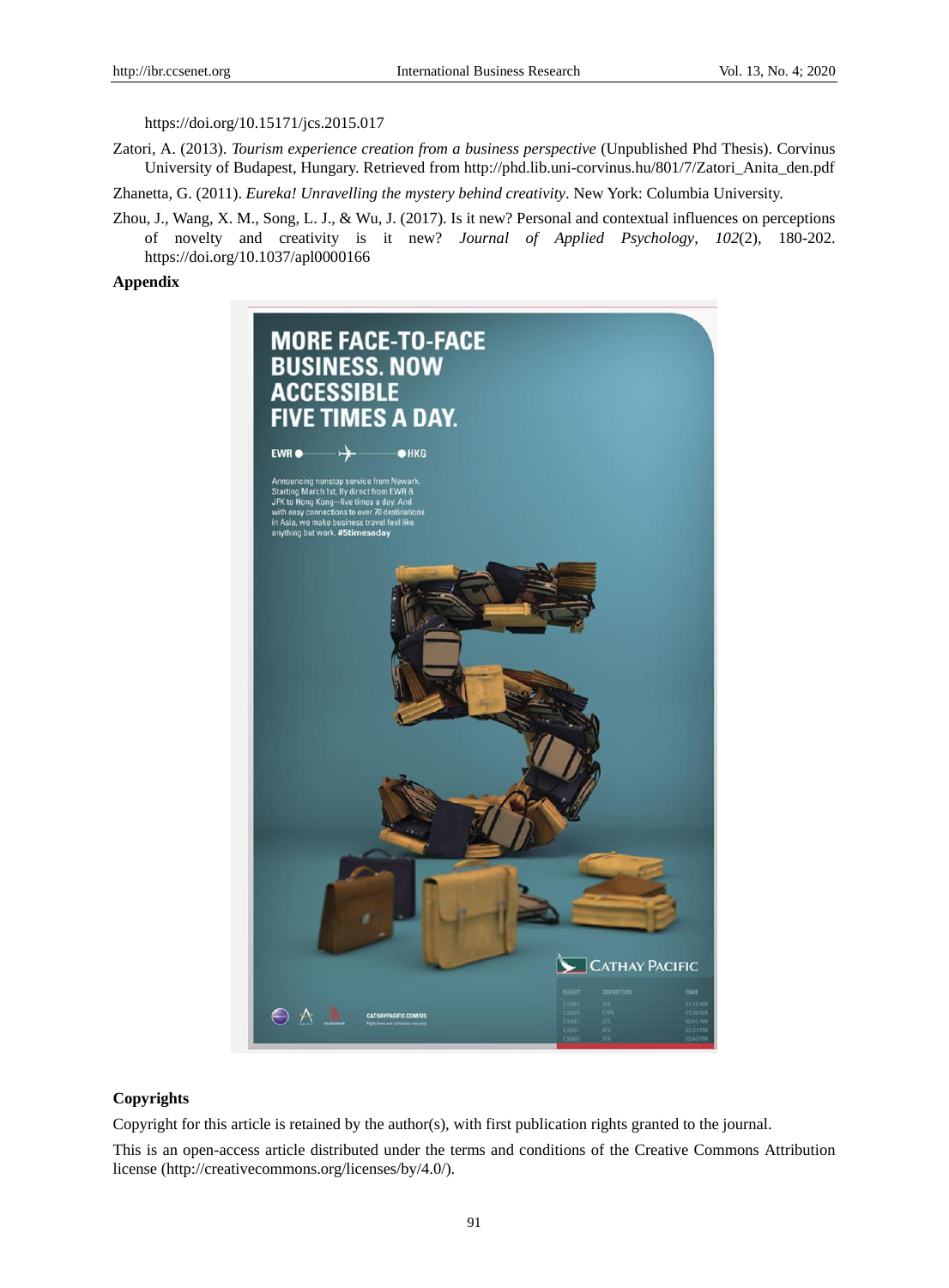https://doi.org/10.15171/jcs.2015.017

Zatori, A. (2013). *Tourism experience creation from a business perspective* (Unpublished Phd Thesis). Corvinus University of Budapest, Hungary. Retrieved from http://phd.lib.uni-corvinus.hu/801/7/Zatori_Anita_den.pdf

Zhanetta, G. (2011). *Eureka! Unravelling the mystery behind creativity*. New York: Columbia University.

Zhou, J., Wang, X. M., Song, L. J., & Wu, J. (2017). Is it new? Personal and contextual influences on perceptions of novelty and creativity is it new? *Journal of Applied Psychology*, *102*(2), 180-202. https://doi.org/10.1037/apl0000166

## Appendix

## Copyrights

Copyright for this article is retained by the author(s), with first publication rights granted to the journal.

This is an open-access article distributed under the terms and conditions of the Creative Commons Attribution license (http://creativecommons.org/licenses/by/4.0/).